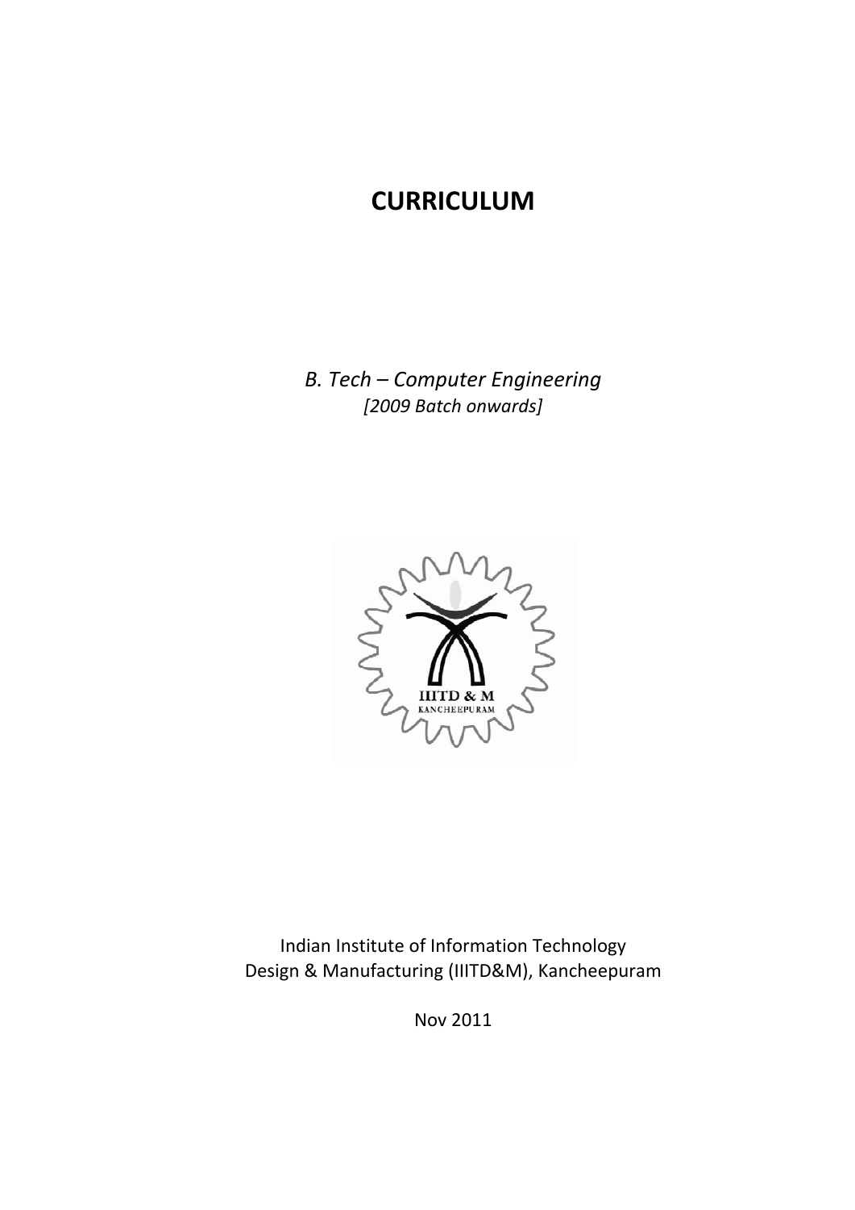# CURRICULUM

*B. Tech – Computer Engineering*
*[2009 Batch onwards]*

Indian Institute of Information Technology
Design & Manufacturing (IIITD&M), Kancheepuram

Nov 2011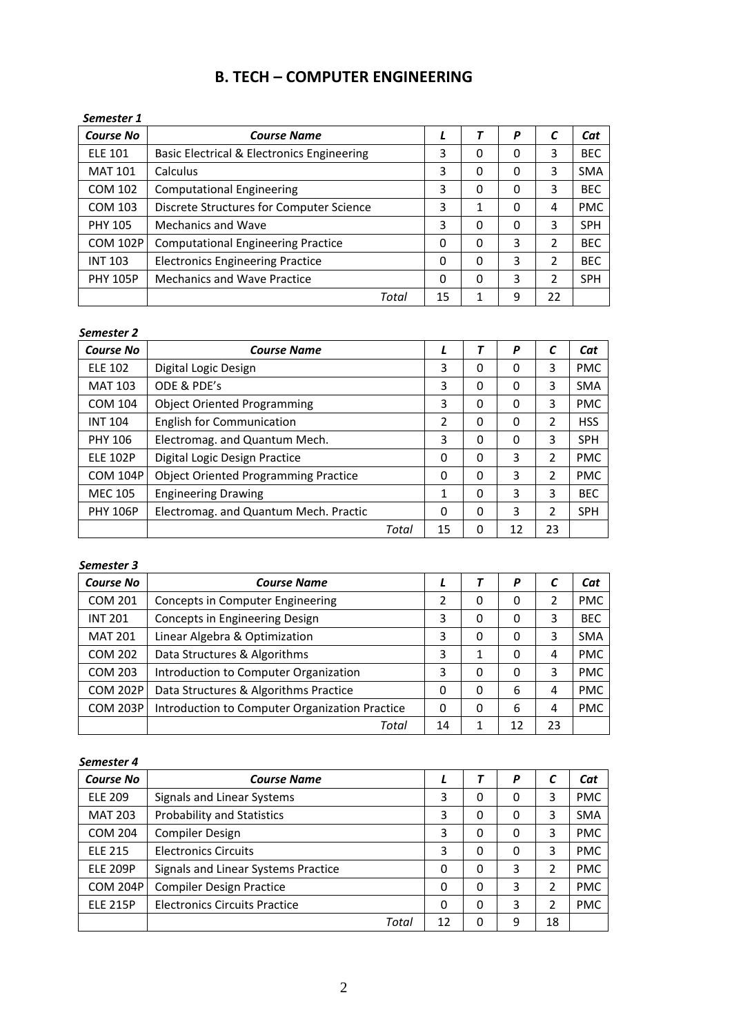# B. TECH – COMPUTER ENGINEERING

*Semester 1*

| *Course No* | *Course Name* | *L* | *T* | *P* | *C* | *Cat* |
|---|---|---|---|---|---|---|
| ELE 101 | Basic Electrical & Electronics Engineering | 3 | 0 | 0 | 3 | BEC |
| MAT 101 | Calculus | 3 | 0 | 0 | 3 | SMA |
| COM 102 | Computational Engineering | 3 | 0 | 0 | 3 | BEC |
| COM 103 | Discrete Structures for Computer Science | 3 | 1 | 0 | 4 | PMC |
| PHY 105 | Mechanics and Wave | 3 | 0 | 0 | 3 | SPH |
| COM 102P | Computational Engineering Practice | 0 | 0 | 3 | 2 | BEC |
| INT 103 | Electronics Engineering Practice | 0 | 0 | 3 | 2 | BEC |
| PHY 105P | Mechanics and Wave Practice | 0 | 0 | 3 | 2 | SPH |
| | *Total* | 15 | 1 | 9 | 22 | |

*Semester 2*

| *Course No* | *Course Name* | *L* | *T* | *P* | *C* | *Cat* |
|---|---|---|---|---|---|---|
| ELE 102 | Digital Logic Design | 3 | 0 | 0 | 3 | PMC |
| MAT 103 | ODE & PDE's | 3 | 0 | 0 | 3 | SMA |
| COM 104 | Object Oriented Programming | 3 | 0 | 0 | 3 | PMC |
| INT 104 | English for Communication | 2 | 0 | 0 | 2 | HSS |
| PHY 106 | Electromag. and Quantum Mech. | 3 | 0 | 0 | 3 | SPH |
| ELE 102P | Digital Logic Design Practice | 0 | 0 | 3 | 2 | PMC |
| COM 104P | Object Oriented Programming Practice | 0 | 0 | 3 | 2 | PMC |
| MEC 105 | Engineering Drawing | 1 | 0 | 3 | 3 | BEC |
| PHY 106P | Electromag. and Quantum Mech. Practic | 0 | 0 | 3 | 2 | SPH |
| | *Total* | 15 | 0 | 12 | 23 | |

*Semester 3*

| *Course No* | *Course Name* | *L* | *T* | *P* | *C* | *Cat* |
|---|---|---|---|---|---|---|
| COM 201 | Concepts in Computer Engineering | 2 | 0 | 0 | 2 | PMC |
| INT 201 | Concepts in Engineering Design | 3 | 0 | 0 | 3 | BEC |
| MAT 201 | Linear Algebra & Optimization | 3 | 0 | 0 | 3 | SMA |
| COM 202 | Data Structures & Algorithms | 3 | 1 | 0 | 4 | PMC |
| COM 203 | Introduction to Computer Organization | 3 | 0 | 0 | 3 | PMC |
| COM 202P | Data Structures & Algorithms Practice | 0 | 0 | 6 | 4 | PMC |
| COM 203P | Introduction to Computer Organization Practice | 0 | 0 | 6 | 4 | PMC |
| | *Total* | 14 | 1 | 12 | 23 | |

*Semester 4*

| *Course No* | *Course Name* | *L* | *T* | *P* | *C* | *Cat* |
|---|---|---|---|---|---|---|
| ELE 209 | Signals and Linear Systems | 3 | 0 | 0 | 3 | PMC |
| MAT 203 | Probability and Statistics | 3 | 0 | 0 | 3 | SMA |
| COM 204 | Compiler Design | 3 | 0 | 0 | 3 | PMC |
| ELE 215 | Electronics Circuits | 3 | 0 | 0 | 3 | PMC |
| ELE 209P | Signals and Linear Systems Practice | 0 | 0 | 3 | 2 | PMC |
| COM 204P | Compiler Design Practice | 0 | 0 | 3 | 2 | PMC |
| ELE 215P | Electronics Circuits Practice | 0 | 0 | 3 | 2 | PMC |
| | *Total* | 12 | 0 | 9 | 18 | |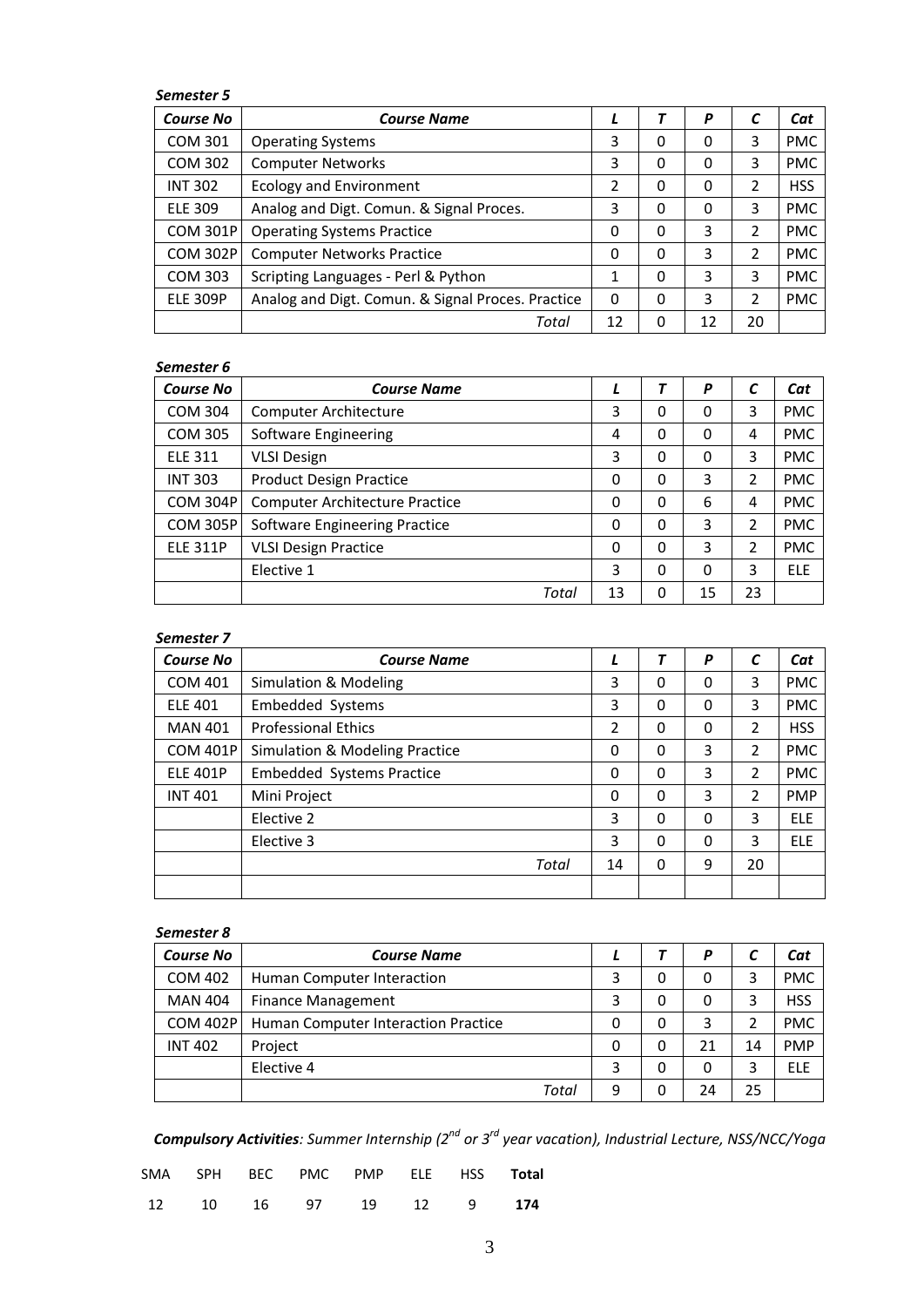***Semester 5***

| *Course No* | *Course Name* | *L* | *T* | *P* | *C* | *Cat* |
|---|---|---|---|---|---|---|
| COM 301 | Operating Systems | 3 | 0 | 0 | 3 | PMC |
| COM 302 | Computer Networks | 3 | 0 | 0 | 3 | PMC |
| INT 302 | Ecology and Environment | 2 | 0 | 0 | 2 | HSS |
| ELE 309 | Analog and Digt. Comun. & Signal Proces. | 3 | 0 | 0 | 3 | PMC |
| COM 301P | Operating Systems Practice | 0 | 0 | 3 | 2 | PMC |
| COM 302P | Computer Networks Practice | 0 | 0 | 3 | 2 | PMC |
| COM 303 | Scripting Languages - Perl & Python | 1 | 0 | 3 | 3 | PMC |
| ELE 309P | Analog and Digt. Comun. & Signal Proces. Practice | 0 | 0 | 3 | 2 | PMC |
| | *Total* | 12 | 0 | 12 | 20 | |

***Semester 6***

| *Course No* | *Course Name* | *L* | *T* | *P* | *C* | *Cat* |
|---|---|---|---|---|---|---|
| COM 304 | Computer Architecture | 3 | 0 | 0 | 3 | PMC |
| COM 305 | Software Engineering | 4 | 0 | 0 | 4 | PMC |
| ELE 311 | VLSI Design | 3 | 0 | 0 | 3 | PMC |
| INT 303 | Product Design Practice | 0 | 0 | 3 | 2 | PMC |
| COM 304P | Computer Architecture Practice | 0 | 0 | 6 | 4 | PMC |
| COM 305P | Software Engineering Practice | 0 | 0 | 3 | 2 | PMC |
| ELE 311P | VLSI Design Practice | 0 | 0 | 3 | 2 | PMC |
| | Elective 1 | 3 | 0 | 0 | 3 | ELE |
| | *Total* | 13 | 0 | 15 | 23 | |

***Semester 7***

| *Course No* | *Course Name* | *L* | *T* | *P* | *C* | *Cat* |
|---|---|---|---|---|---|---|
| COM 401 | Simulation & Modeling | 3 | 0 | 0 | 3 | PMC |
| ELE 401 | Embedded Systems | 3 | 0 | 0 | 3 | PMC |
| MAN 401 | Professional Ethics | 2 | 0 | 0 | 2 | HSS |
| COM 401P | Simulation & Modeling Practice | 0 | 0 | 3 | 2 | PMC |
| ELE 401P | Embedded Systems Practice | 0 | 0 | 3 | 2 | PMC |
| INT 401 | Mini Project | 0 | 0 | 3 | 2 | PMP |
| | Elective 2 | 3 | 0 | 0 | 3 | ELE |
| | Elective 3 | 3 | 0 | 0 | 3 | ELE |
| | *Total* | 14 | 0 | 9 | 20 | |
| | | | | | | |

***Semester 8***

| *Course No* | *Course Name* | *L* | *T* | *P* | *C* | *Cat* |
|---|---|---|---|---|---|---|
| COM 402 | Human Computer Interaction | 3 | 0 | 0 | 3 | PMC |
| MAN 404 | Finance Management | 3 | 0 | 0 | 3 | HSS |
| COM 402P | Human Computer Interaction Practice | 0 | 0 | 3 | 2 | PMC |
| INT 402 | Project | 0 | 0 | 21 | 14 | PMP |
| | Elective 4 | 3 | 0 | 0 | 3 | ELE |
| | *Total* | 9 | 0 | 24 | 25 | |

***Compulsory Activities****: Summer Internship (2nd or 3rd year vacation), Industrial Lecture, NSS/NCC/Yoga*

| SMA | SPH | BEC | PMC | PMP | ELE | HSS | **Total** |
|---|---|---|---|---|---|---|---|
| 12 | 10 | 16 | 97 | 19 | 12 | 9 | **174** |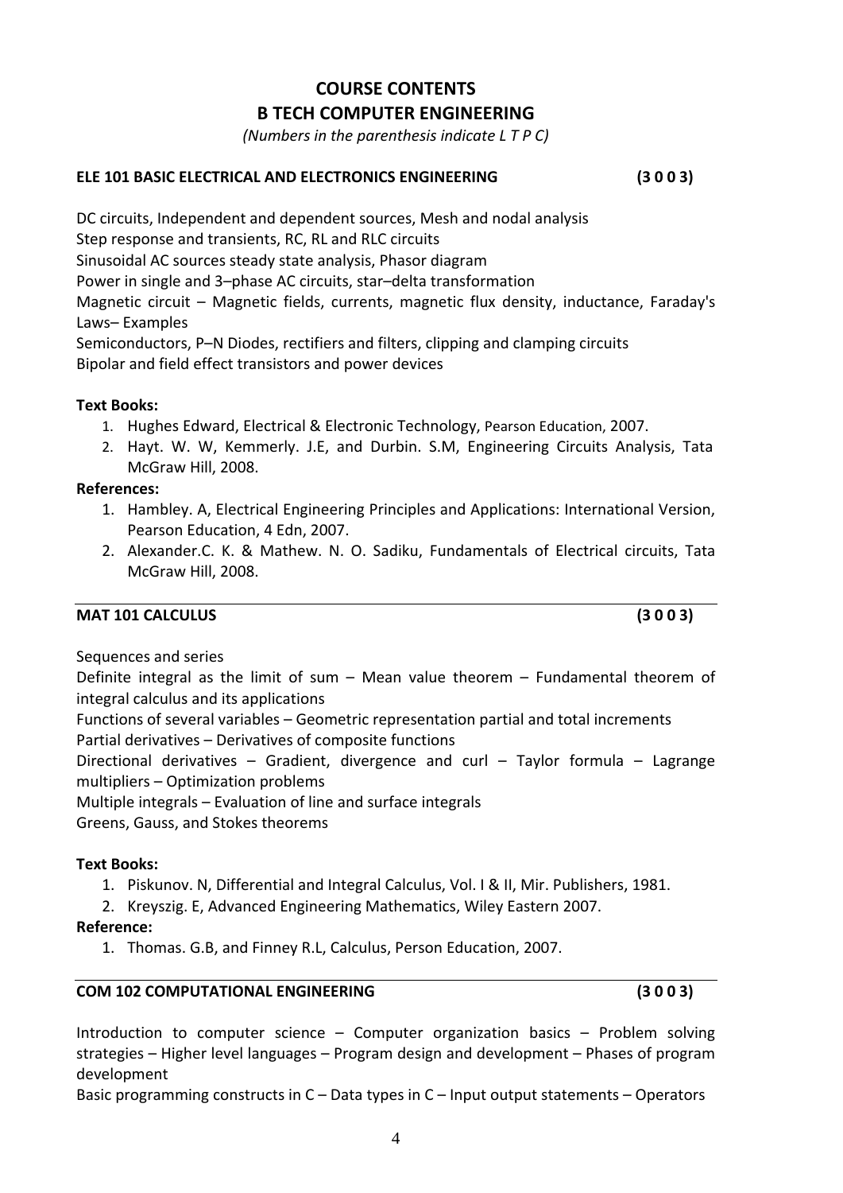# COURSE CONTENTS
# B TECH COMPUTER ENGINEERING

*(Numbers in the parenthesis indicate L T P C)*

## ELE 101 BASIC ELECTRICAL AND ELECTRONICS ENGINEERING (3 0 0 3)

DC circuits, Independent and dependent sources, Mesh and nodal analysis
Step response and transients, RC, RL and RLC circuits
Sinusoidal AC sources steady state analysis, Phasor diagram
Power in single and 3–phase AC circuits, star–delta transformation
Magnetic circuit – Magnetic fields, currents, magnetic flux density, inductance, Faraday's Laws– Examples
Semiconductors, P–N Diodes, rectifiers and filters, clipping and clamping circuits
Bipolar and field effect transistors and power devices

**Text Books:**

1. Hughes Edward, Electrical & Electronic Technology, Pearson Education, 2007.
2. Hayt. W. W, Kemmerly. J.E, and Durbin. S.M, Engineering Circuits Analysis, Tata McGraw Hill, 2008.

**References:**

1. Hambley. A, Electrical Engineering Principles and Applications: International Version, Pearson Education, 4 Edn, 2007.
2. Alexander.C. K. & Mathew. N. O. Sadiku, Fundamentals of Electrical circuits, Tata McGraw Hill, 2008.

## MAT 101 CALCULUS (3 0 0 3)

Sequences and series
Definite integral as the limit of sum – Mean value theorem – Fundamental theorem of integral calculus and its applications
Functions of several variables – Geometric representation partial and total increments
Partial derivatives – Derivatives of composite functions
Directional derivatives – Gradient, divergence and curl – Taylor formula – Lagrange multipliers – Optimization problems
Multiple integrals – Evaluation of line and surface integrals
Greens, Gauss, and Stokes theorems

**Text Books:**

1. Piskunov. N, Differential and Integral Calculus, Vol. I & II, Mir. Publishers, 1981.
2. Kreyszig. E, Advanced Engineering Mathematics, Wiley Eastern 2007.

**Reference:**

1. Thomas. G.B, and Finney R.L, Calculus, Person Education, 2007.

## COM 102 COMPUTATIONAL ENGINEERING (3 0 0 3)

Introduction to computer science – Computer organization basics – Problem solving strategies – Higher level languages – Program design and development – Phases of program development
Basic programming constructs in C – Data types in C – Input output statements – Operators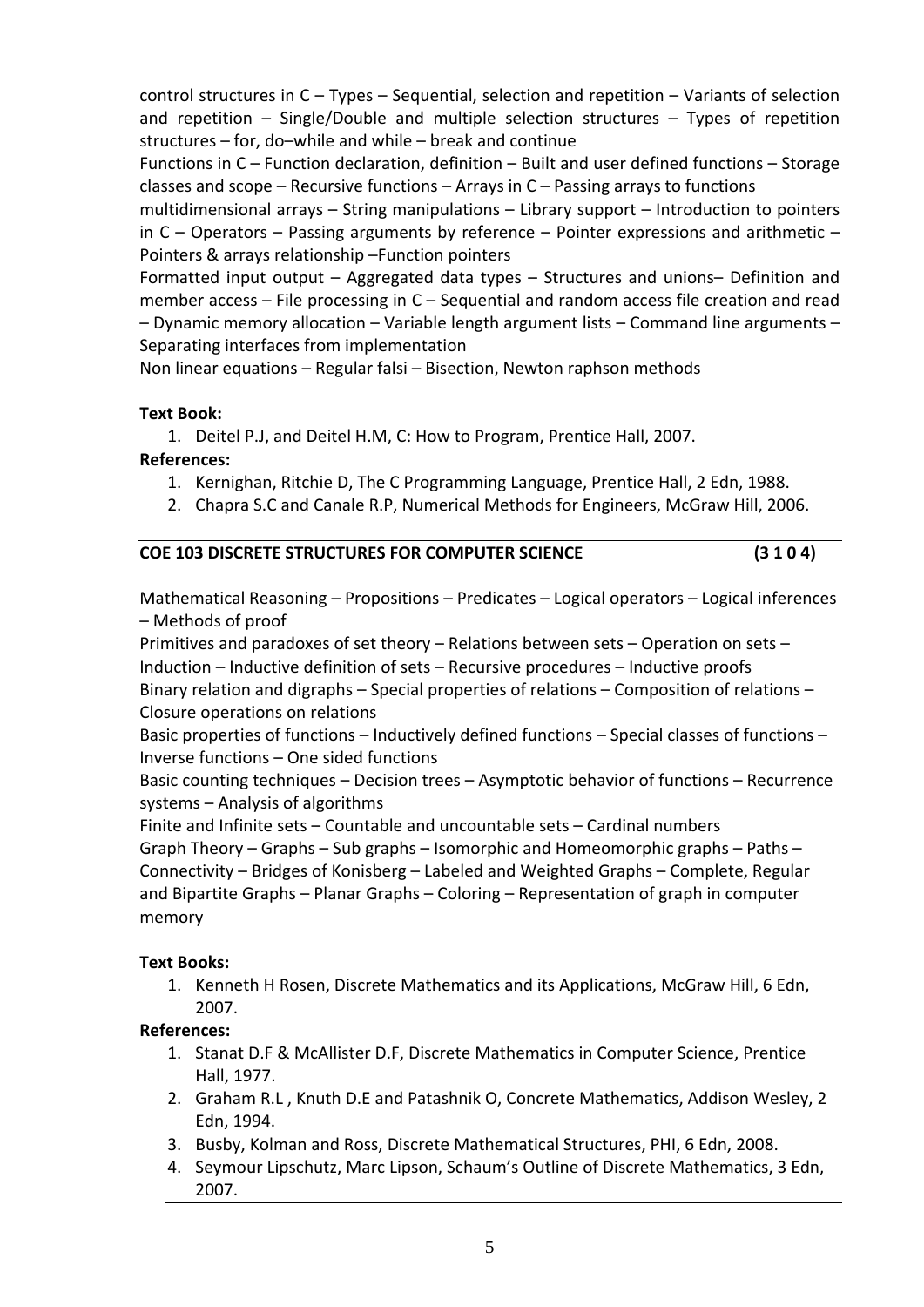control structures in C – Types – Sequential, selection and repetition – Variants of selection and repetition – Single/Double and multiple selection structures – Types of repetition structures – for, do–while and while – break and continue

Functions in C – Function declaration, definition – Built and user defined functions – Storage classes and scope – Recursive functions – Arrays in C – Passing arrays to functions

multidimensional arrays – String manipulations – Library support – Introduction to pointers in C – Operators – Passing arguments by reference – Pointer expressions and arithmetic – Pointers & arrays relationship –Function pointers

Formatted input output – Aggregated data types – Structures and unions– Definition and member access – File processing in C – Sequential and random access file creation and read – Dynamic memory allocation – Variable length argument lists – Command line arguments – Separating interfaces from implementation

Non linear equations – Regular falsi – Bisection, Newton raphson methods

**Text Book:**

1. Deitel P.J, and Deitel H.M, C: How to Program, Prentice Hall, 2007.

**References:**

1. Kernighan, Ritchie D, The C Programming Language, Prentice Hall, 2 Edn, 1988.
2. Chapra S.C and Canale R.P, Numerical Methods for Engineers, McGraw Hill, 2006.

---

**COE 103 DISCRETE STRUCTURES FOR COMPUTER SCIENCE (3 1 0 4)**

Mathematical Reasoning – Propositions – Predicates – Logical operators – Logical inferences – Methods of proof

Primitives and paradoxes of set theory – Relations between sets – Operation on sets – Induction – Inductive definition of sets – Recursive procedures – Inductive proofs

Binary relation and digraphs – Special properties of relations – Composition of relations – Closure operations on relations

Basic properties of functions – Inductively defined functions – Special classes of functions – Inverse functions – One sided functions

Basic counting techniques – Decision trees – Asymptotic behavior of functions – Recurrence systems – Analysis of algorithms

Finite and Infinite sets – Countable and uncountable sets – Cardinal numbers

Graph Theory – Graphs – Sub graphs – Isomorphic and Homeomorphic graphs – Paths – Connectivity – Bridges of Konisberg – Labeled and Weighted Graphs – Complete, Regular and Bipartite Graphs – Planar Graphs – Coloring – Representation of graph in computer memory

**Text Books:**

1. Kenneth H Rosen, Discrete Mathematics and its Applications, McGraw Hill, 6 Edn, 2007.

**References:**

1. Stanat D.F & McAllister D.F, Discrete Mathematics in Computer Science, Prentice Hall, 1977.
2. Graham R.L , Knuth D.E and Patashnik O, Concrete Mathematics, Addison Wesley, 2 Edn, 1994.
3. Busby, Kolman and Ross, Discrete Mathematical Structures, PHI, 6 Edn, 2008.
4. Seymour Lipschutz, Marc Lipson, Schaum's Outline of Discrete Mathematics, 3 Edn, 2007.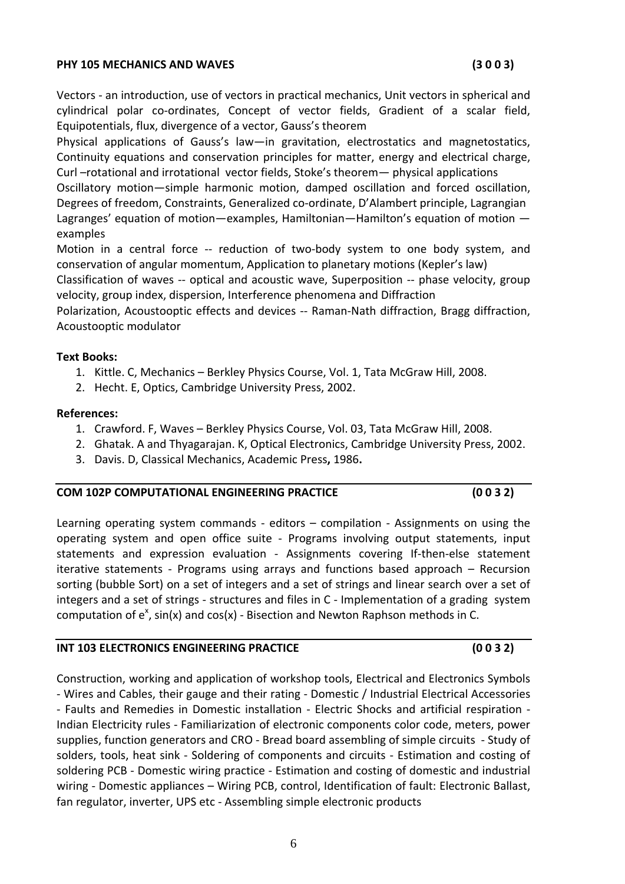### PHY 105 MECHANICS AND WAVES (3 0 0 3)

Vectors - an introduction, use of vectors in practical mechanics, Unit vectors in spherical and cylindrical polar co-ordinates, Concept of vector fields, Gradient of a scalar field, Equipotentials, flux, divergence of a vector, Gauss's theorem

Physical applications of Gauss's law—in gravitation, electrostatics and magnetostatics, Continuity equations and conservation principles for matter, energy and electrical charge, Curl –rotational and irrotational vector fields, Stoke's theorem— physical applications

Oscillatory motion—simple harmonic motion, damped oscillation and forced oscillation, Degrees of freedom, Constraints, Generalized co-ordinate, D'Alambert principle, Lagrangian Lagranges' equation of motion—examples, Hamiltonian—Hamilton's equation of motion —examples

Motion in a central force -- reduction of two-body system to one body system, and conservation of angular momentum, Application to planetary motions (Kepler's law)

Classification of waves -- optical and acoustic wave, Superposition -- phase velocity, group velocity, group index, dispersion, Interference phenomena and Diffraction

Polarization, Acoustooptic effects and devices -- Raman-Nath diffraction, Bragg diffraction, Acoustooptic modulator

**Text Books:**

1. Kittle. C, Mechanics – Berkley Physics Course, Vol. 1, Tata McGraw Hill, 2008.
2. Hecht. E, Optics, Cambridge University Press, 2002.

**References:**

1. Crawford. F, Waves – Berkley Physics Course, Vol. 03, Tata McGraw Hill, 2008.
2. Ghatak. A and Thyagarajan. K, Optical Electronics, Cambridge University Press, 2002.
3. Davis. D, Classical Mechanics, Academic Press**,** 1986**.**

### COM 102P COMPUTATIONAL ENGINEERING PRACTICE (0 0 3 2)

Learning operating system commands - editors – compilation - Assignments on using the operating system and open office suite - Programs involving output statements, input statements and expression evaluation - Assignments covering If-then-else statement iterative statements - Programs using arrays and functions based approach – Recursion sorting (bubble Sort) on a set of integers and a set of strings and linear search over a set of integers and a set of strings - structures and files in C - Implementation of a grading system computation of $e^x$, sin(x) and cos(x) - Bisection and Newton Raphson methods in C.

### INT 103 ELECTRONICS ENGINEERING PRACTICE (0 0 3 2)

Construction, working and application of workshop tools, Electrical and Electronics Symbols - Wires and Cables, their gauge and their rating - Domestic / Industrial Electrical Accessories - Faults and Remedies in Domestic installation - Electric Shocks and artificial respiration - Indian Electricity rules - Familiarization of electronic components color code, meters, power supplies, function generators and CRO - Bread board assembling of simple circuits - Study of solders, tools, heat sink - Soldering of components and circuits - Estimation and costing of soldering PCB - Domestic wiring practice - Estimation and costing of domestic and industrial wiring - Domestic appliances – Wiring PCB, control, Identification of fault: Electronic Ballast, fan regulator, inverter, UPS etc - Assembling simple electronic products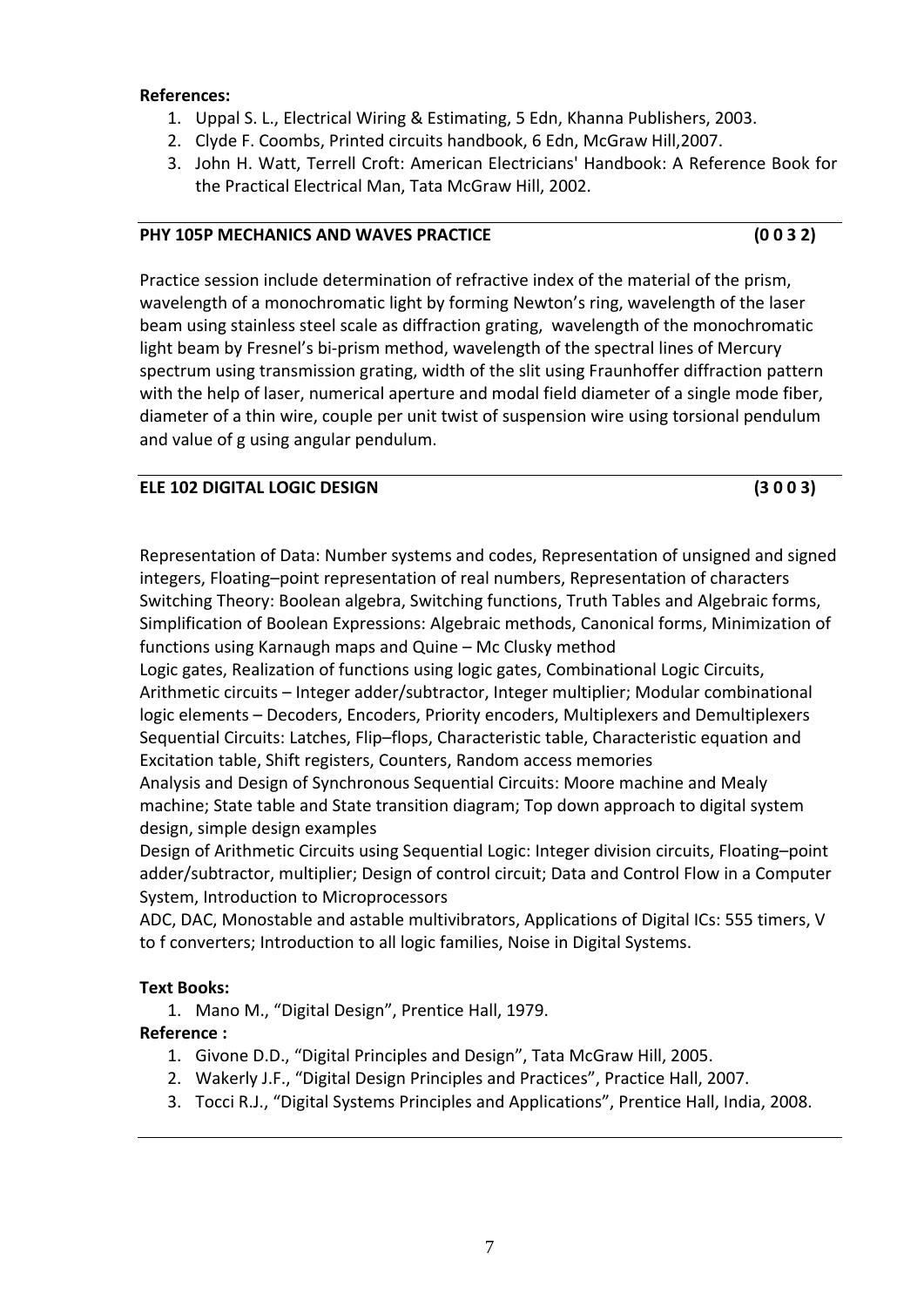**References:**

1. Uppal S. L., Electrical Wiring & Estimating, 5 Edn, Khanna Publishers, 2003.
2. Clyde F. Coombs, Printed circuits handbook, 6 Edn, McGraw Hill,2007.
3. John H. Watt, Terrell Croft: American Electricians' Handbook: A Reference Book for the Practical Electrical Man, Tata McGraw Hill, 2002.

---

**PHY 105P MECHANICS AND WAVES PRACTICE (0 0 3 2)**

Practice session include determination of refractive index of the material of the prism, wavelength of a monochromatic light by forming Newton's ring, wavelength of the laser beam using stainless steel scale as diffraction grating, wavelength of the monochromatic light beam by Fresnel's bi-prism method, wavelength of the spectral lines of Mercury spectrum using transmission grating, width of the slit using Fraunhoffer diffraction pattern with the help of laser, numerical aperture and modal field diameter of a single mode fiber, diameter of a thin wire, couple per unit twist of suspension wire using torsional pendulum and value of g using angular pendulum.

---

**ELE 102 DIGITAL LOGIC DESIGN (3 0 0 3)**

Representation of Data: Number systems and codes, Representation of unsigned and signed integers, Floating–point representation of real numbers, Representation of characters Switching Theory: Boolean algebra, Switching functions, Truth Tables and Algebraic forms, Simplification of Boolean Expressions: Algebraic methods, Canonical forms, Minimization of functions using Karnaugh maps and Quine – Mc Clusky method

Logic gates, Realization of functions using logic gates, Combinational Logic Circuits, Arithmetic circuits – Integer adder/subtractor, Integer multiplier; Modular combinational logic elements – Decoders, Encoders, Priority encoders, Multiplexers and Demultiplexers Sequential Circuits: Latches, Flip–flops, Characteristic table, Characteristic equation and Excitation table, Shift registers, Counters, Random access memories

Analysis and Design of Synchronous Sequential Circuits: Moore machine and Mealy machine; State table and State transition diagram; Top down approach to digital system design, simple design examples

Design of Arithmetic Circuits using Sequential Logic: Integer division circuits, Floating–point adder/subtractor, multiplier; Design of control circuit; Data and Control Flow in a Computer System, Introduction to Microprocessors

ADC, DAC, Monostable and astable multivibrators, Applications of Digital ICs: 555 timers, V to f converters; Introduction to all logic families, Noise in Digital Systems.

**Text Books:**

1. Mano M., "Digital Design", Prentice Hall, 1979.

**Reference :**

1. Givone D.D., "Digital Principles and Design", Tata McGraw Hill, 2005.
2. Wakerly J.F., "Digital Design Principles and Practices", Practice Hall, 2007.
3. Tocci R.J., "Digital Systems Principles and Applications", Prentice Hall, India, 2008.

---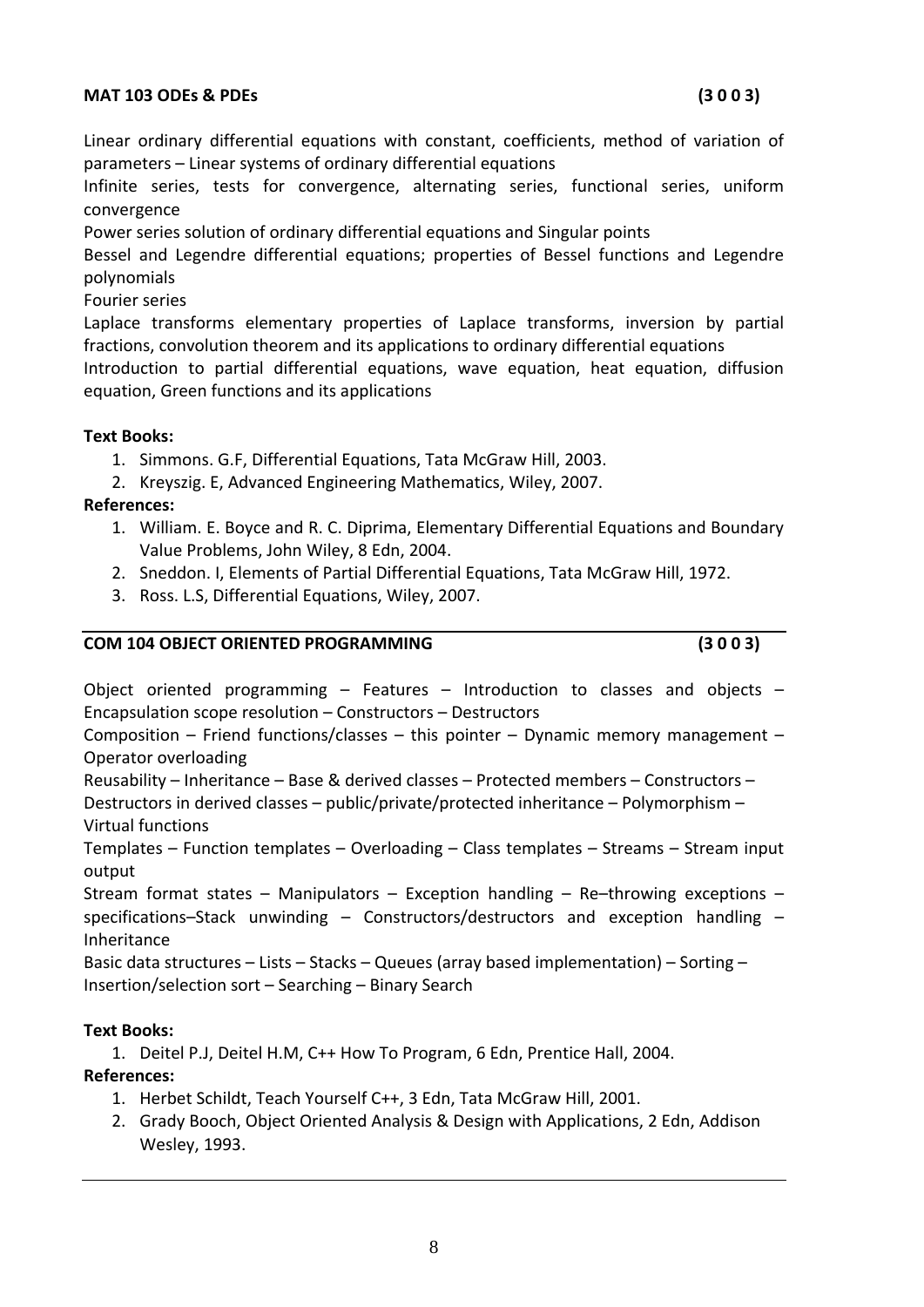### MAT 103 ODEs & PDEs (3 0 0 3)

Linear ordinary differential equations with constant, coefficients, method of variation of parameters – Linear systems of ordinary differential equations

Infinite series, tests for convergence, alternating series, functional series, uniform convergence

Power series solution of ordinary differential equations and Singular points

Bessel and Legendre differential equations; properties of Bessel functions and Legendre polynomials

Fourier series

Laplace transforms elementary properties of Laplace transforms, inversion by partial fractions, convolution theorem and its applications to ordinary differential equations

Introduction to partial differential equations, wave equation, heat equation, diffusion equation, Green functions and its applications

**Text Books:**

1. Simmons. G.F, Differential Equations, Tata McGraw Hill, 2003.
2. Kreyszig. E, Advanced Engineering Mathematics, Wiley, 2007.

**References:**

1. William. E. Boyce and R. C. Diprima, Elementary Differential Equations and Boundary Value Problems, John Wiley, 8 Edn, 2004.
2. Sneddon. I, Elements of Partial Differential Equations, Tata McGraw Hill, 1972.
3. Ross. L.S, Differential Equations, Wiley, 2007.

---

### COM 104 OBJECT ORIENTED PROGRAMMING (3 0 0 3)

Object oriented programming – Features – Introduction to classes and objects – Encapsulation scope resolution – Constructors – Destructors

Composition – Friend functions/classes – this pointer – Dynamic memory management – Operator overloading

Reusability – Inheritance – Base & derived classes – Protected members – Constructors – Destructors in derived classes – public/private/protected inheritance – Polymorphism – Virtual functions

Templates – Function templates – Overloading – Class templates – Streams – Stream input output

Stream format states – Manipulators – Exception handling – Re–throwing exceptions – specifications–Stack unwinding – Constructors/destructors and exception handling – Inheritance

Basic data structures – Lists – Stacks – Queues (array based implementation) – Sorting – Insertion/selection sort – Searching – Binary Search

**Text Books:**

1. Deitel P.J, Deitel H.M, C++ How To Program, 6 Edn, Prentice Hall, 2004.

**References:**

1. Herbet Schildt, Teach Yourself C++, 3 Edn, Tata McGraw Hill, 2001.
2. Grady Booch, Object Oriented Analysis & Design with Applications, 2 Edn, Addison Wesley, 1993.

---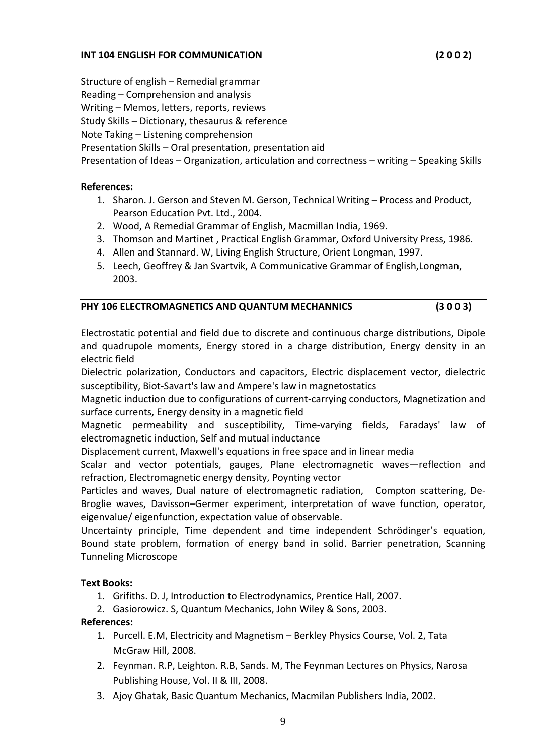**INT 104 ENGLISH FOR COMMUNICATION (2 0 0 2)**

Structure of english – Remedial grammar
Reading – Comprehension and analysis
Writing – Memos, letters, reports, reviews
Study Skills – Dictionary, thesaurus & reference
Note Taking – Listening comprehension
Presentation Skills – Oral presentation, presentation aid
Presentation of Ideas – Organization, articulation and correctness – writing – Speaking Skills

**References:**

1. Sharon. J. Gerson and Steven M. Gerson, Technical Writing – Process and Product, Pearson Education Pvt. Ltd., 2004.
2. Wood, A Remedial Grammar of English, Macmillan India, 1969.
3. Thomson and Martinet , Practical English Grammar, Oxford University Press, 1986.
4. Allen and Stannard. W, Living English Structure, Orient Longman, 1997.
5. Leech, Geoffrey & Jan Svartvik, A Communicative Grammar of English,Longman, 2003.

---

**PHY 106 ELECTROMAGNETICS AND QUANTUM MECHANNICS (3 0 0 3)**

Electrostatic potential and field due to discrete and continuous charge distributions, Dipole and quadrupole moments, Energy stored in a charge distribution, Energy density in an electric field
Dielectric polarization, Conductors and capacitors, Electric displacement vector, dielectric susceptibility, Biot-Savart's law and Ampere's law in magnetostatics
Magnetic induction due to configurations of current-carrying conductors, Magnetization and surface currents, Energy density in a magnetic field
Magnetic permeability and susceptibility, Time-varying fields, Faradays' law of electromagnetic induction, Self and mutual inductance
Displacement current, Maxwell's equations in free space and in linear media
Scalar and vector potentials, gauges, Plane electromagnetic waves—reflection and refraction, Electromagnetic energy density, Poynting vector
Particles and waves, Dual nature of electromagnetic radiation, Compton scattering, De-Broglie waves, Davisson–Germer experiment, interpretation of wave function, operator, eigenvalue/ eigenfunction, expectation value of observable.
Uncertainty principle, Time dependent and time independent Schrödinger's equation, Bound state problem, formation of energy band in solid. Barrier penetration, Scanning Tunneling Microscope

**Text Books:**

1. Grifiths. D. J, Introduction to Electrodynamics, Prentice Hall, 2007.
2. Gasiorowicz. S, Quantum Mechanics, John Wiley & Sons, 2003.

**References:**

1. Purcell. E.M, Electricity and Magnetism – Berkley Physics Course, Vol. 2, Tata McGraw Hill, 2008.
2. Feynman. R.P, Leighton. R.B, Sands. M, The Feynman Lectures on Physics, Narosa Publishing House, Vol. II & III, 2008.
3. Ajoy Ghatak, Basic Quantum Mechanics, Macmilan Publishers India, 2002.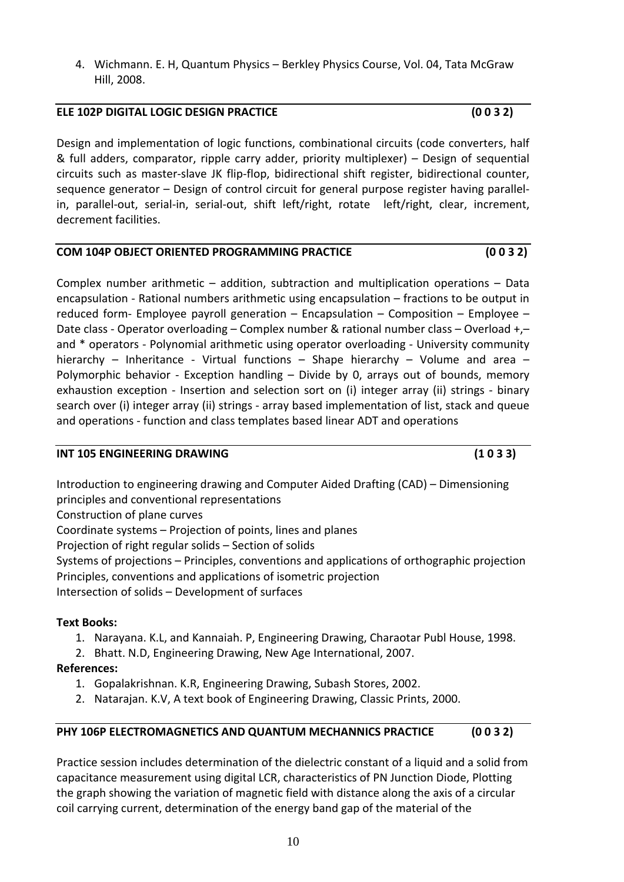4. Wichmann. E. H, Quantum Physics – Berkley Physics Course, Vol. 04, Tata McGraw Hill, 2008.

## ELE 102P DIGITAL LOGIC DESIGN PRACTICE (0 0 3 2)

Design and implementation of logic functions, combinational circuits (code converters, half & full adders, comparator, ripple carry adder, priority multiplexer) – Design of sequential circuits such as master-slave JK flip-flop, bidirectional shift register, bidirectional counter, sequence generator – Design of control circuit for general purpose register having parallel-in, parallel-out, serial-in, serial-out, shift left/right, rotate left/right, clear, increment, decrement facilities.

## COM 104P OBJECT ORIENTED PROGRAMMING PRACTICE (0 0 3 2)

Complex number arithmetic – addition, subtraction and multiplication operations – Data encapsulation - Rational numbers arithmetic using encapsulation – fractions to be output in reduced form- Employee payroll generation – Encapsulation – Composition – Employee – Date class - Operator overloading – Complex number & rational number class – Overload +,– and * operators - Polynomial arithmetic using operator overloading - University community hierarchy – Inheritance - Virtual functions – Shape hierarchy – Volume and area – Polymorphic behavior - Exception handling – Divide by 0, arrays out of bounds, memory exhaustion exception - Insertion and selection sort on (i) integer array (ii) strings - binary search over (i) integer array (ii) strings - array based implementation of list, stack and queue and operations - function and class templates based linear ADT and operations

## INT 105 ENGINEERING DRAWING (1 0 3 3)

Introduction to engineering drawing and Computer Aided Drafting (CAD) – Dimensioning principles and conventional representations
Construction of plane curves
Coordinate systems – Projection of points, lines and planes
Projection of right regular solids – Section of solids
Systems of projections – Principles, conventions and applications of orthographic projection
Principles, conventions and applications of isometric projection
Intersection of solids – Development of surfaces

**Text Books:**

1. Narayana. K.L, and Kannaiah. P, Engineering Drawing, Charaotar Publ House, 1998.
2. Bhatt. N.D, Engineering Drawing, New Age International, 2007.

**References:**

1. Gopalakrishnan. K.R, Engineering Drawing, Subash Stores, 2002.
2. Natarajan. K.V, A text book of Engineering Drawing, Classic Prints, 2000.

## PHY 106P ELECTROMAGNETICS AND QUANTUM MECHANNICS PRACTICE (0 0 3 2)

Practice session includes determination of the dielectric constant of a liquid and a solid from capacitance measurement using digital LCR, characteristics of PN Junction Diode, Plotting the graph showing the variation of magnetic field with distance along the axis of a circular coil carrying current, determination of the energy band gap of the material of the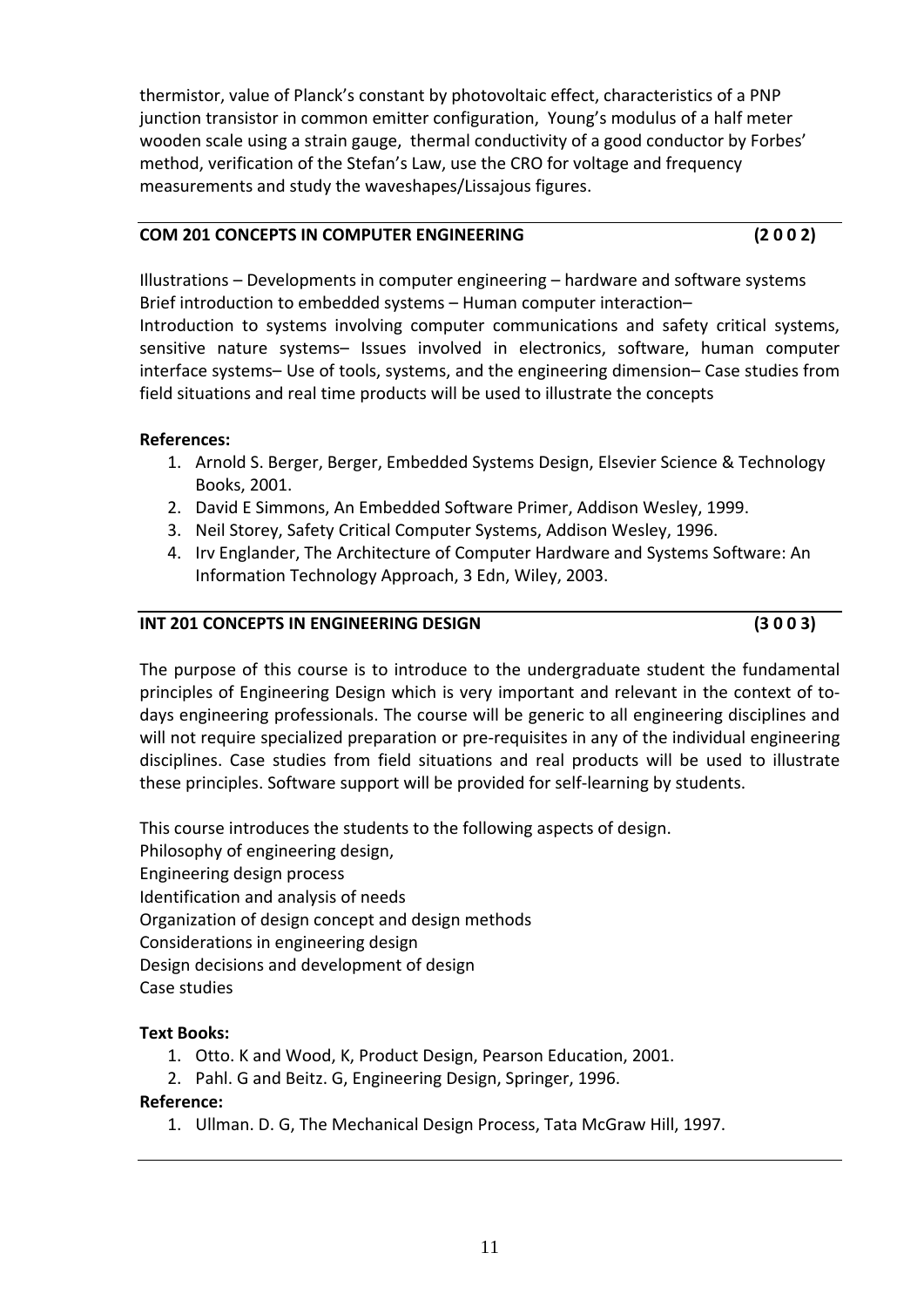thermistor, value of Planck's constant by photovoltaic effect, characteristics of a PNP junction transistor in common emitter configuration, Young's modulus of a half meter wooden scale using a strain gauge, thermal conductivity of a good conductor by Forbes' method, verification of the Stefan's Law, use the CRO for voltage and frequency measurements and study the waveshapes/Lissajous figures.

---

**COM 201 CONCEPTS IN COMPUTER ENGINEERING (2 0 0 2)**

Illustrations – Developments in computer engineering – hardware and software systems
Brief introduction to embedded systems – Human computer interaction–
Introduction to systems involving computer communications and safety critical systems, sensitive nature systems– Issues involved in electronics, software, human computer interface systems– Use of tools, systems, and the engineering dimension– Case studies from field situations and real time products will be used to illustrate the concepts

**References:**

1. Arnold S. Berger, Berger, Embedded Systems Design, Elsevier Science & Technology Books, 2001.
2. David E Simmons, An Embedded Software Primer, Addison Wesley, 1999.
3. Neil Storey, Safety Critical Computer Systems, Addison Wesley, 1996.
4. Irv Englander, The Architecture of Computer Hardware and Systems Software: An Information Technology Approach, 3 Edn, Wiley, 2003.

---

**INT 201 CONCEPTS IN ENGINEERING DESIGN (3 0 0 3)**

The purpose of this course is to introduce to the undergraduate student the fundamental principles of Engineering Design which is very important and relevant in the context of to-days engineering professionals. The course will be generic to all engineering disciplines and will not require specialized preparation or pre-requisites in any of the individual engineering disciplines. Case studies from field situations and real products will be used to illustrate these principles. Software support will be provided for self-learning by students.

This course introduces the students to the following aspects of design.
Philosophy of engineering design,
Engineering design process
Identification and analysis of needs
Organization of design concept and design methods
Considerations in engineering design
Design decisions and development of design
Case studies

**Text Books:**

1. Otto. K and Wood, K, Product Design, Pearson Education, 2001.
2. Pahl. G and Beitz. G, Engineering Design, Springer, 1996.

**Reference:**

1. Ullman. D. G, The Mechanical Design Process, Tata McGraw Hill, 1997.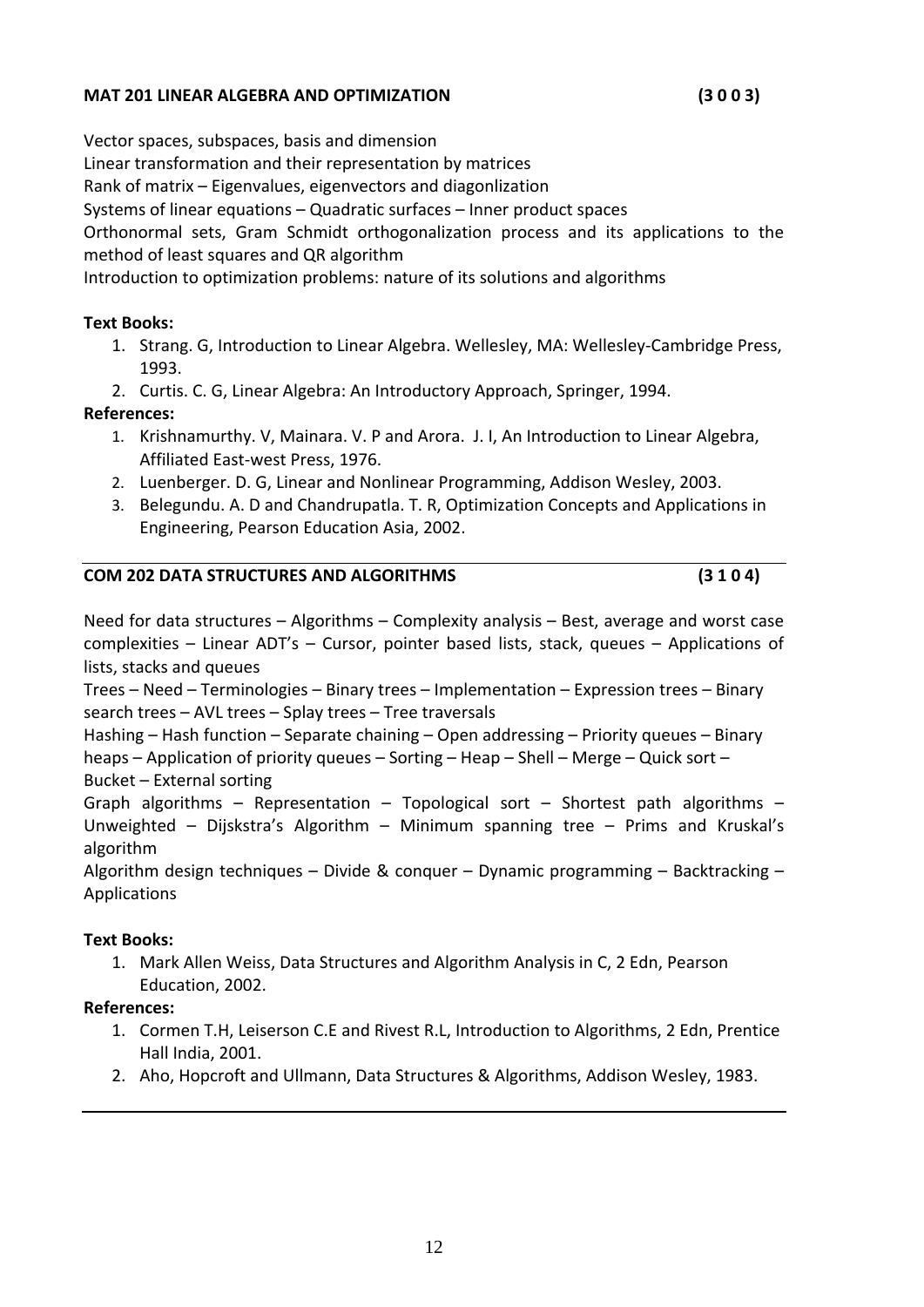## MAT 201 LINEAR ALGEBRA AND OPTIMIZATION (3 0 0 3)

Vector spaces, subspaces, basis and dimension

Linear transformation and their representation by matrices

Rank of matrix – Eigenvalues, eigenvectors and diagonlization

Systems of linear equations – Quadratic surfaces – Inner product spaces

Orthonormal sets, Gram Schmidt orthogonalization process and its applications to the method of least squares and QR algorithm

Introduction to optimization problems: nature of its solutions and algorithms

**Text Books:**

1. Strang. G, Introduction to Linear Algebra. Wellesley, MA: Wellesley-Cambridge Press, 1993.
2. Curtis. C. G, Linear Algebra: An Introductory Approach, Springer, 1994.

**References:**

1. Krishnamurthy. V, Mainara. V. P and Arora. J. I, An Introduction to Linear Algebra, Affiliated East-west Press, 1976.
2. Luenberger. D. G, Linear and Nonlinear Programming, Addison Wesley, 2003.
3. Belegundu. A. D and Chandrupatla. T. R, Optimization Concepts and Applications in Engineering, Pearson Education Asia, 2002.

---

## COM 202 DATA STRUCTURES AND ALGORITHMS (3 1 0 4)

Need for data structures – Algorithms – Complexity analysis – Best, average and worst case complexities – Linear ADT's – Cursor, pointer based lists, stack, queues – Applications of lists, stacks and queues

Trees – Need – Terminologies – Binary trees – Implementation – Expression trees – Binary search trees – AVL trees – Splay trees – Tree traversals

Hashing – Hash function – Separate chaining – Open addressing – Priority queues – Binary heaps – Application of priority queues – Sorting – Heap – Shell – Merge – Quick sort – Bucket – External sorting

Graph algorithms – Representation – Topological sort – Shortest path algorithms – Unweighted – Dijskstra's Algorithm – Minimum spanning tree – Prims and Kruskal's algorithm

Algorithm design techniques – Divide & conquer – Dynamic programming – Backtracking – Applications

**Text Books:**

1. Mark Allen Weiss, Data Structures and Algorithm Analysis in C, 2 Edn, Pearson Education, 2002.

**References:**

1. Cormen T.H, Leiserson C.E and Rivest R.L, Introduction to Algorithms, 2 Edn, Prentice Hall India, 2001.
2. Aho, Hopcroft and Ullmann, Data Structures & Algorithms, Addison Wesley, 1983.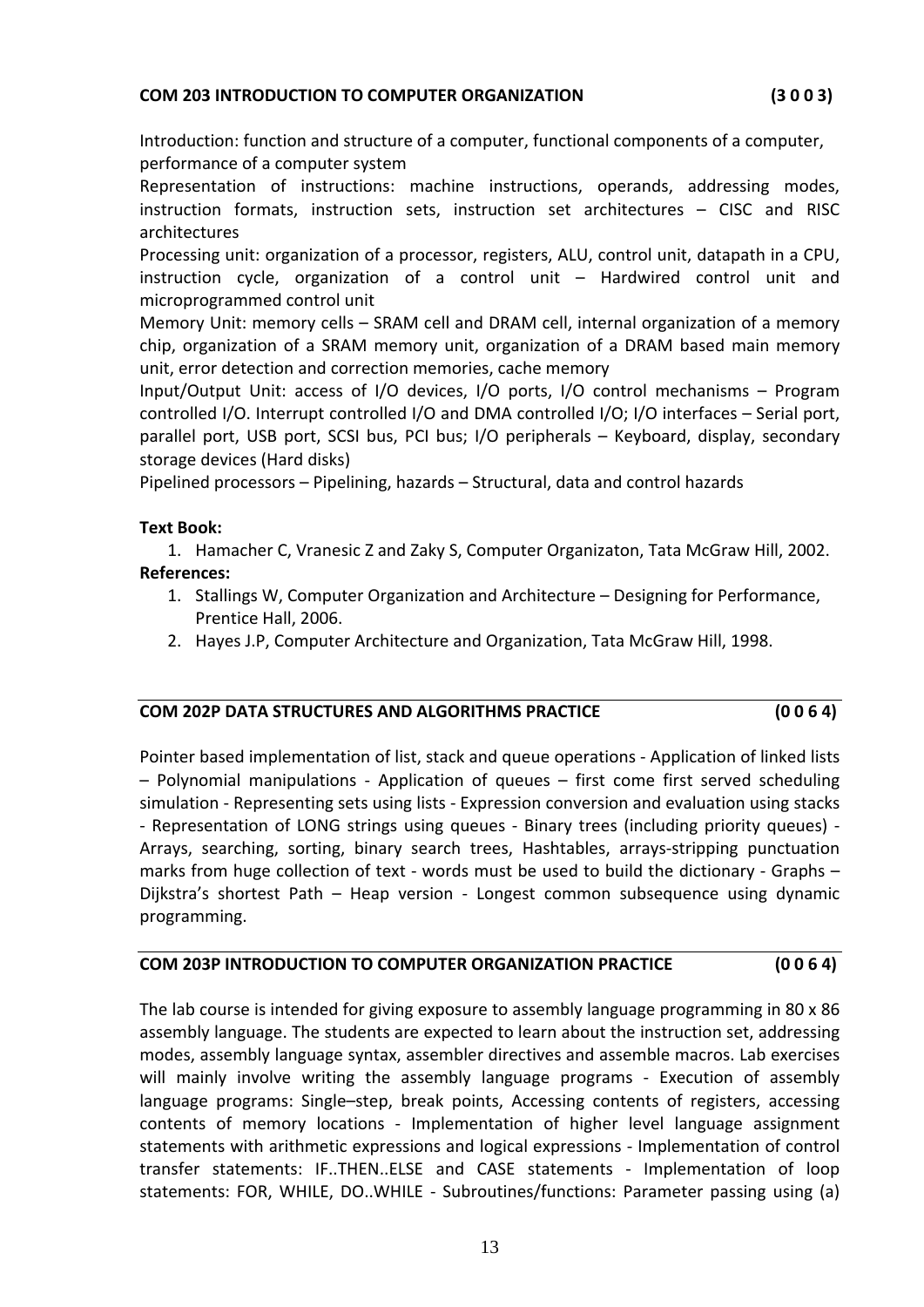### COM 203 INTRODUCTION TO COMPUTER ORGANIZATION (3 0 0 3)

Introduction: function and structure of a computer, functional components of a computer, performance of a computer system

Representation of instructions: machine instructions, operands, addressing modes, instruction formats, instruction sets, instruction set architectures – CISC and RISC architectures

Processing unit: organization of a processor, registers, ALU, control unit, datapath in a CPU, instruction cycle, organization of a control unit – Hardwired control unit and microprogrammed control unit

Memory Unit: memory cells – SRAM cell and DRAM cell, internal organization of a memory chip, organization of a SRAM memory unit, organization of a DRAM based main memory unit, error detection and correction memories, cache memory

Input/Output Unit: access of I/O devices, I/O ports, I/O control mechanisms – Program controlled I/O. Interrupt controlled I/O and DMA controlled I/O; I/O interfaces – Serial port, parallel port, USB port, SCSI bus, PCI bus; I/O peripherals – Keyboard, display, secondary storage devices (Hard disks)

Pipelined processors – Pipelining, hazards – Structural, data and control hazards

**Text Book:**

1. Hamacher C, Vranesic Z and Zaky S, Computer Organizaton, Tata McGraw Hill, 2002.

**References:**

1. Stallings W, Computer Organization and Architecture – Designing for Performance, Prentice Hall, 2006.
2. Hayes J.P, Computer Architecture and Organization, Tata McGraw Hill, 1998.

### COM 202P DATA STRUCTURES AND ALGORITHMS PRACTICE (0 0 6 4)

Pointer based implementation of list, stack and queue operations - Application of linked lists – Polynomial manipulations - Application of queues – first come first served scheduling simulation - Representing sets using lists - Expression conversion and evaluation using stacks - Representation of LONG strings using queues - Binary trees (including priority queues) - Arrays, searching, sorting, binary search trees, Hashtables, arrays-stripping punctuation marks from huge collection of text - words must be used to build the dictionary - Graphs – Dijkstra's shortest Path – Heap version - Longest common subsequence using dynamic programming.

### COM 203P INTRODUCTION TO COMPUTER ORGANIZATION PRACTICE (0 0 6 4)

The lab course is intended for giving exposure to assembly language programming in 80 x 86 assembly language. The students are expected to learn about the instruction set, addressing modes, assembly language syntax, assembler directives and assemble macros. Lab exercises will mainly involve writing the assembly language programs - Execution of assembly language programs: Single–step, break points, Accessing contents of registers, accessing contents of memory locations - Implementation of higher level language assignment statements with arithmetic expressions and logical expressions - Implementation of control transfer statements: IF..THEN..ELSE and CASE statements - Implementation of loop statements: FOR, WHILE, DO..WHILE - Subroutines/functions: Parameter passing using (a)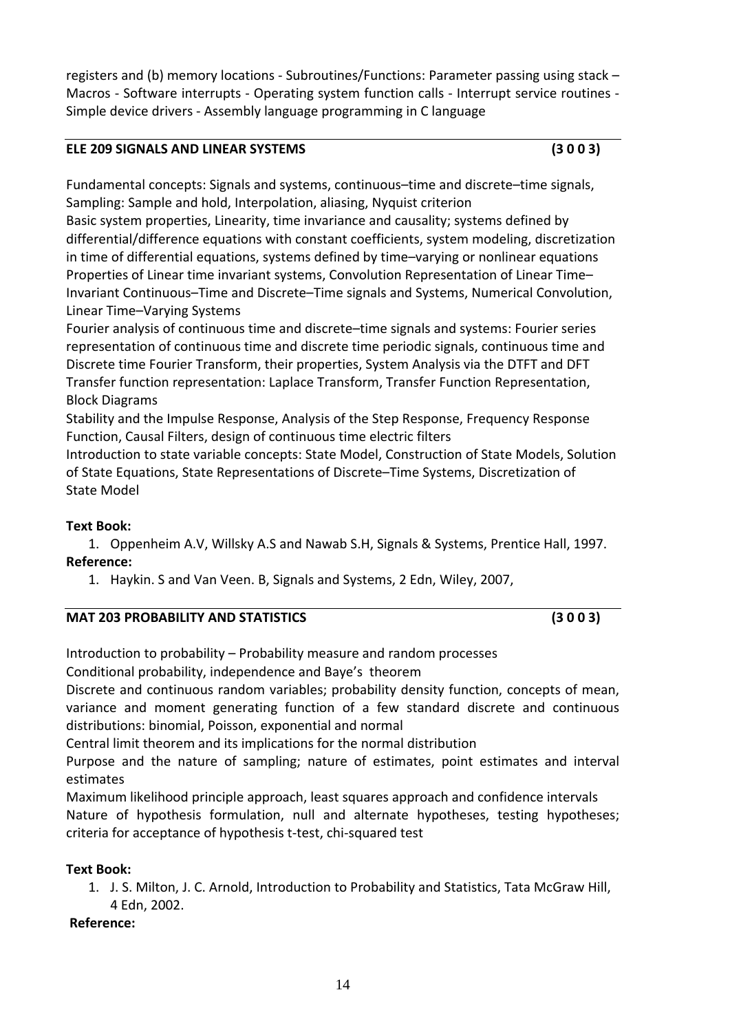registers and (b) memory locations - Subroutines/Functions: Parameter passing using stack – Macros - Software interrupts - Operating system function calls - Interrupt service routines - Simple device drivers - Assembly language programming in C language

## ELE 209 SIGNALS AND LINEAR SYSTEMS (3 0 0 3)

Fundamental concepts: Signals and systems, continuous–time and discrete–time signals, Sampling: Sample and hold, Interpolation, aliasing, Nyquist criterion

Basic system properties, Linearity, time invariance and causality; systems defined by differential/difference equations with constant coefficients, system modeling, discretization in time of differential equations, systems defined by time–varying or nonlinear equations

Properties of Linear time invariant systems, Convolution Representation of Linear Time–Invariant Continuous–Time and Discrete–Time signals and Systems, Numerical Convolution, Linear Time–Varying Systems

Fourier analysis of continuous time and discrete–time signals and systems: Fourier series representation of continuous time and discrete time periodic signals, continuous time and Discrete time Fourier Transform, their properties, System Analysis via the DTFT and DFT

Transfer function representation: Laplace Transform, Transfer Function Representation, Block Diagrams

Stability and the Impulse Response, Analysis of the Step Response, Frequency Response Function, Causal Filters, design of continuous time electric filters

Introduction to state variable concepts: State Model, Construction of State Models, Solution of State Equations, State Representations of Discrete–Time Systems, Discretization of State Model

**Text Book:**

1. Oppenheim A.V, Willsky A.S and Nawab S.H, Signals & Systems, Prentice Hall, 1997.

**Reference:**

1. Haykin. S and Van Veen. B, Signals and Systems, 2 Edn, Wiley, 2007,

## MAT 203 PROBABILITY AND STATISTICS (3 0 0 3)

Introduction to probability – Probability measure and random processes

Conditional probability, independence and Baye's theorem

Discrete and continuous random variables; probability density function, concepts of mean, variance and moment generating function of a few standard discrete and continuous distributions: binomial, Poisson, exponential and normal

Central limit theorem and its implications for the normal distribution

Purpose and the nature of sampling; nature of estimates, point estimates and interval estimates

Maximum likelihood principle approach, least squares approach and confidence intervals

Nature of hypothesis formulation, null and alternate hypotheses, testing hypotheses; criteria for acceptance of hypothesis t-test, chi-squared test

**Text Book:**

1. J. S. Milton, J. C. Arnold, Introduction to Probability and Statistics, Tata McGraw Hill, 4 Edn, 2002.

**Reference:**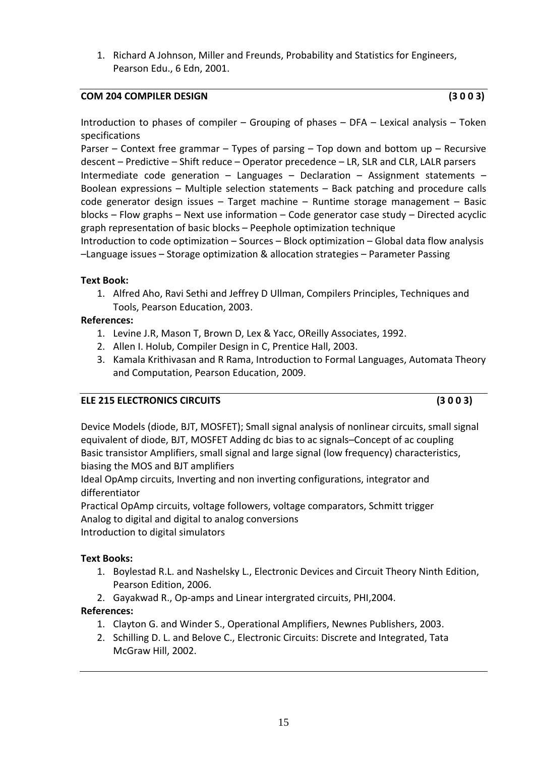1. Richard A Johnson, Miller and Freunds, Probability and Statistics for Engineers, Pearson Edu., 6 Edn, 2001.

---

## COM 204 COMPILER DESIGN (3 0 0 3)

Introduction to phases of compiler – Grouping of phases – DFA – Lexical analysis – Token specifications

Parser – Context free grammar – Types of parsing – Top down and bottom up – Recursive descent – Predictive – Shift reduce – Operator precedence – LR, SLR and CLR, LALR parsers

Intermediate code generation – Languages – Declaration – Assignment statements – Boolean expressions – Multiple selection statements – Back patching and procedure calls code generator design issues – Target machine – Runtime storage management – Basic blocks – Flow graphs – Next use information – Code generator case study – Directed acyclic graph representation of basic blocks – Peephole optimization technique

Introduction to code optimization – Sources – Block optimization – Global data flow analysis –Language issues – Storage optimization & allocation strategies – Parameter Passing

**Text Book:**

1. Alfred Aho, Ravi Sethi and Jeffrey D Ullman, Compilers Principles, Techniques and Tools, Pearson Education, 2003.

**References:**

1. Levine J.R, Mason T, Brown D, Lex & Yacc, OReilly Associates, 1992.
2. Allen I. Holub, Compiler Design in C, Prentice Hall, 2003.
3. Kamala Krithivasan and R Rama, Introduction to Formal Languages, Automata Theory and Computation, Pearson Education, 2009.

---

## ELE 215 ELECTRONICS CIRCUITS (3 0 0 3)

Device Models (diode, BJT, MOSFET); Small signal analysis of nonlinear circuits, small signal equivalent of diode, BJT, MOSFET Adding dc bias to ac signals–Concept of ac coupling

Basic transistor Amplifiers, small signal and large signal (low frequency) characteristics, biasing the MOS and BJT amplifiers

Ideal OpAmp circuits, Inverting and non inverting configurations, integrator and differentiator

Practical OpAmp circuits, voltage followers, voltage comparators, Schmitt trigger

Analog to digital and digital to analog conversions

Introduction to digital simulators

**Text Books:**

1. Boylestad R.L. and Nashelsky L., Electronic Devices and Circuit Theory Ninth Edition, Pearson Edition, 2006.
2. Gayakwad R., Op-amps and Linear intergrated circuits, PHI,2004.

**References:**

1. Clayton G. and Winder S., Operational Amplifiers, Newnes Publishers, 2003.
2. Schilling D. L. and Belove C., Electronic Circuits: Discrete and Integrated, Tata McGraw Hill, 2002.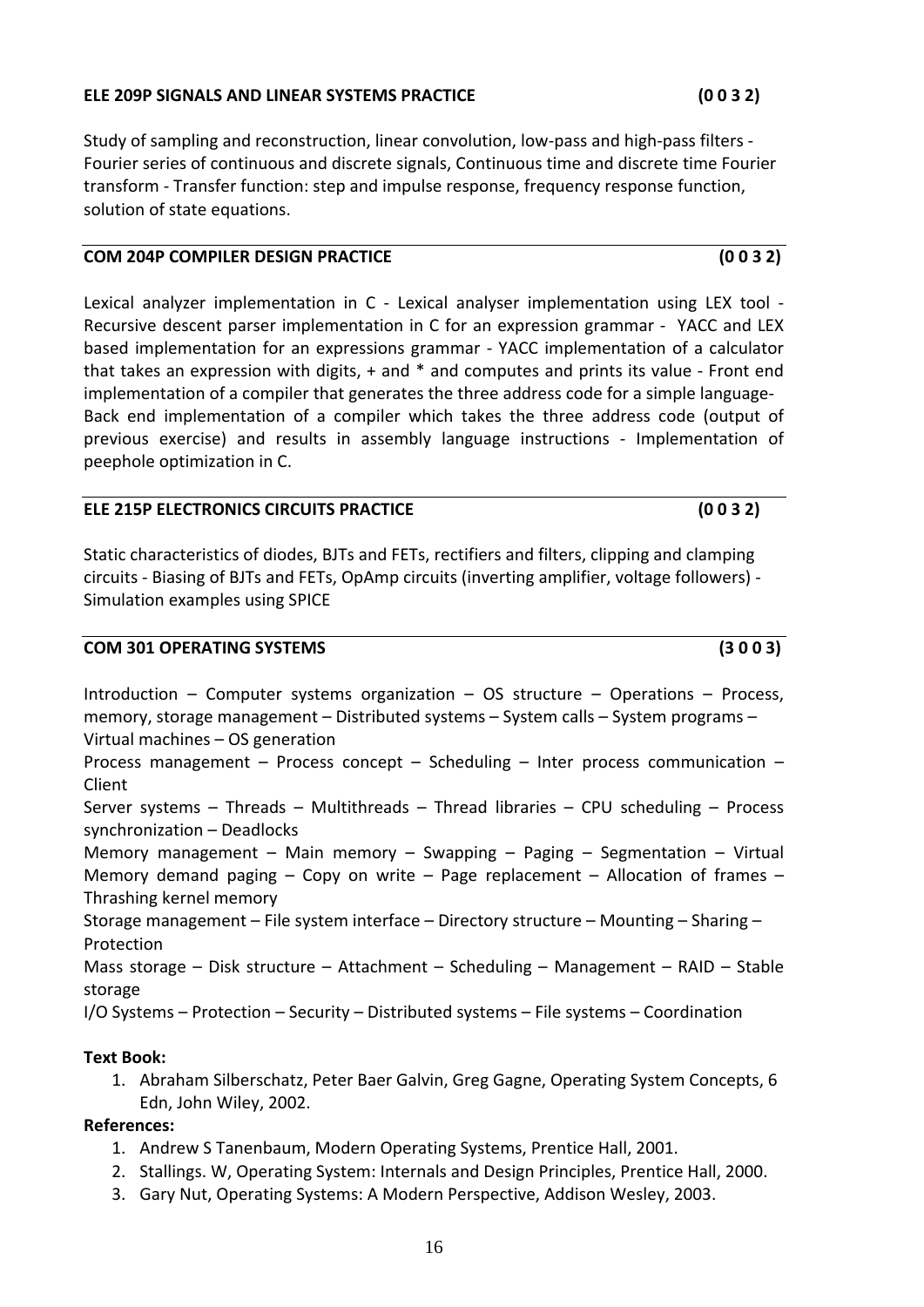### ELE 209P SIGNALS AND LINEAR SYSTEMS PRACTICE (0 0 3 2)

Study of sampling and reconstruction, linear convolution, low-pass and high-pass filters - Fourier series of continuous and discrete signals, Continuous time and discrete time Fourier transform - Transfer function: step and impulse response, frequency response function, solution of state equations.

### COM 204P COMPILER DESIGN PRACTICE (0 0 3 2)

Lexical analyzer implementation in C - Lexical analyser implementation using LEX tool - Recursive descent parser implementation in C for an expression grammar - YACC and LEX based implementation for an expressions grammar - YACC implementation of a calculator that takes an expression with digits, + and * and computes and prints its value - Front end implementation of a compiler that generates the three address code for a simple language- Back end implementation of a compiler which takes the three address code (output of previous exercise) and results in assembly language instructions - Implementation of peephole optimization in C.

### ELE 215P ELECTRONICS CIRCUITS PRACTICE (0 0 3 2)

Static characteristics of diodes, BJTs and FETs, rectifiers and filters, clipping and clamping circuits - Biasing of BJTs and FETs, OpAmp circuits (inverting amplifier, voltage followers) - Simulation examples using SPICE

### COM 301 OPERATING SYSTEMS (3 0 0 3)

Introduction – Computer systems organization – OS structure – Operations – Process, memory, storage management – Distributed systems – System calls – System programs – Virtual machines – OS generation

Process management – Process concept – Scheduling – Inter process communication – Client

Server systems – Threads – Multithreads – Thread libraries – CPU scheduling – Process synchronization – Deadlocks

Memory management – Main memory – Swapping – Paging – Segmentation – Virtual Memory demand paging – Copy on write – Page replacement – Allocation of frames – Thrashing kernel memory

Storage management – File system interface – Directory structure – Mounting – Sharing – Protection

Mass storage – Disk structure – Attachment – Scheduling – Management – RAID – Stable storage

I/O Systems – Protection – Security – Distributed systems – File systems – Coordination

**Text Book:**

1. Abraham Silberschatz, Peter Baer Galvin, Greg Gagne, Operating System Concepts, 6 Edn, John Wiley, 2002.

**References:**

1. Andrew S Tanenbaum, Modern Operating Systems, Prentice Hall, 2001.
2. Stallings. W, Operating System: Internals and Design Principles, Prentice Hall, 2000.
3. Gary Nut, Operating Systems: A Modern Perspective, Addison Wesley, 2003.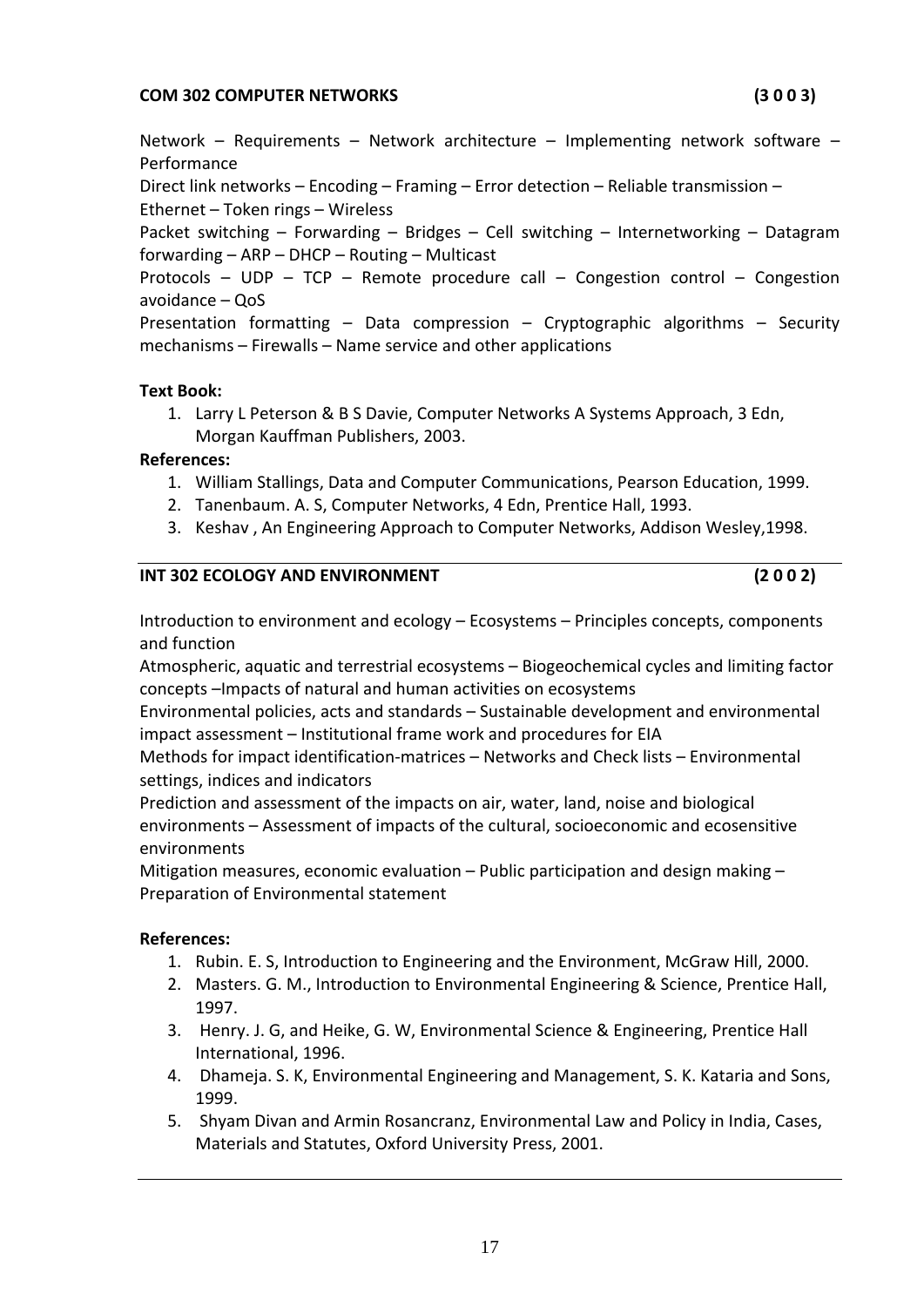**COM 302 COMPUTER NETWORKS (3 0 0 3)**

Network – Requirements – Network architecture – Implementing network software – Performance

Direct link networks – Encoding – Framing – Error detection – Reliable transmission – Ethernet – Token rings – Wireless

Packet switching – Forwarding – Bridges – Cell switching – Internetworking – Datagram forwarding – ARP – DHCP – Routing – Multicast

Protocols – UDP – TCP – Remote procedure call – Congestion control – Congestion avoidance – QoS

Presentation formatting – Data compression – Cryptographic algorithms – Security mechanisms – Firewalls – Name service and other applications

**Text Book:**

1. Larry L Peterson & B S Davie, Computer Networks A Systems Approach, 3 Edn, Morgan Kauffman Publishers, 2003.

**References:**

1. William Stallings, Data and Computer Communications, Pearson Education, 1999.
2. Tanenbaum. A. S, Computer Networks, 4 Edn, Prentice Hall, 1993.
3. Keshav , An Engineering Approach to Computer Networks, Addison Wesley,1998.

---

**INT 302 ECOLOGY AND ENVIRONMENT (2 0 0 2)**

Introduction to environment and ecology – Ecosystems – Principles concepts, components and function

Atmospheric, aquatic and terrestrial ecosystems – Biogeochemical cycles and limiting factor concepts –Impacts of natural and human activities on ecosystems

Environmental policies, acts and standards – Sustainable development and environmental impact assessment – Institutional frame work and procedures for EIA

Methods for impact identification-matrices – Networks and Check lists – Environmental settings, indices and indicators

Prediction and assessment of the impacts on air, water, land, noise and biological environments – Assessment of impacts of the cultural, socioeconomic and ecosensitive environments

Mitigation measures, economic evaluation – Public participation and design making – Preparation of Environmental statement

**References:**

1. Rubin. E. S, Introduction to Engineering and the Environment, McGraw Hill, 2000.
2. Masters. G. M., Introduction to Environmental Engineering & Science, Prentice Hall, 1997.
3. Henry. J. G, and Heike, G. W, Environmental Science & Engineering, Prentice Hall International, 1996.
4. Dhameja. S. K, Environmental Engineering and Management, S. K. Kataria and Sons, 1999.
5. Shyam Divan and Armin Rosancranz, Environmental Law and Policy in India, Cases, Materials and Statutes, Oxford University Press, 2001.

---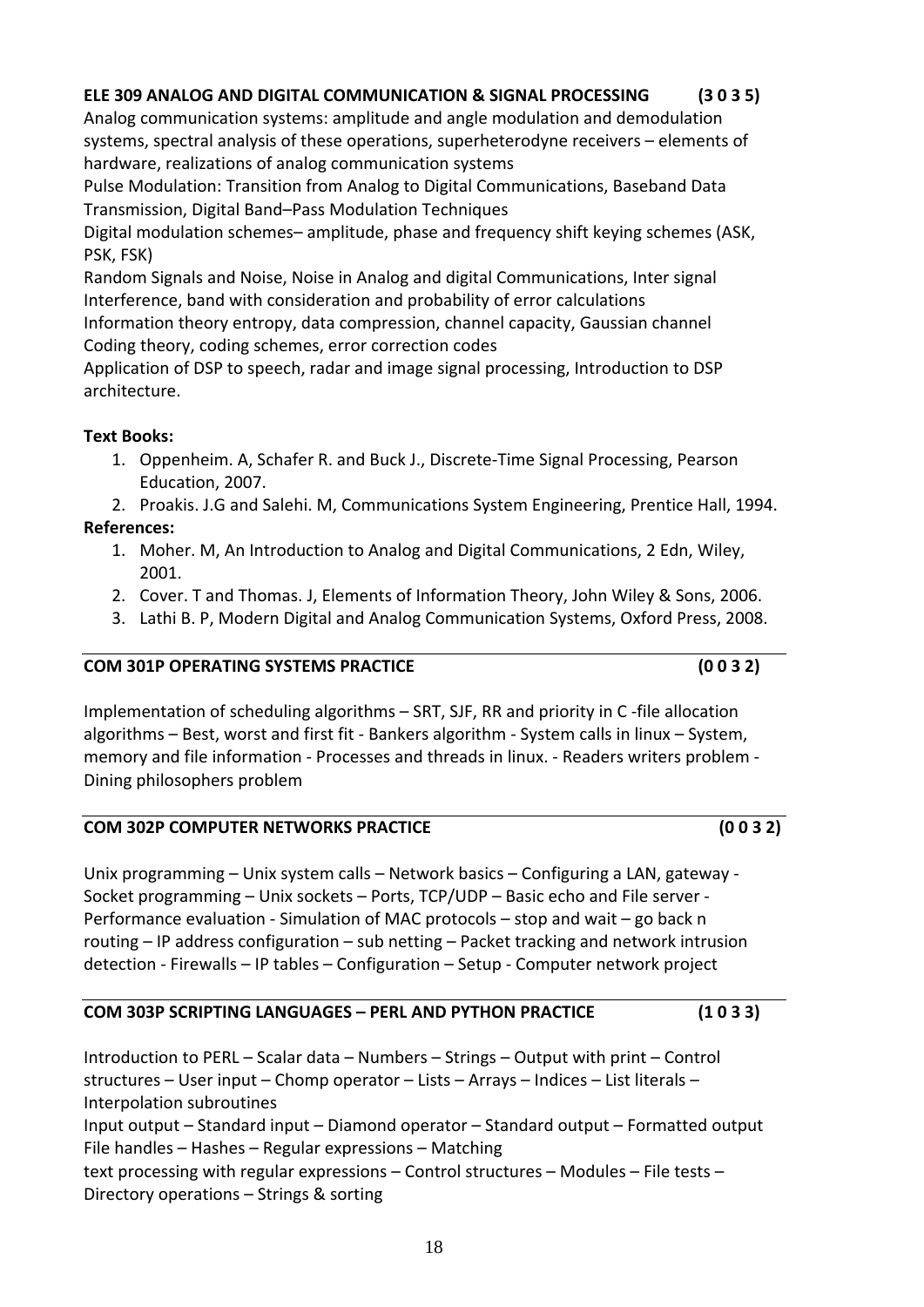**ELE 309 ANALOG AND DIGITAL COMMUNICATION & SIGNAL PROCESSING (3 0 3 5)**

Analog communication systems: amplitude and angle modulation and demodulation systems, spectral analysis of these operations, superheterodyne receivers – elements of hardware, realizations of analog communication systems

Pulse Modulation: Transition from Analog to Digital Communications, Baseband Data Transmission, Digital Band–Pass Modulation Techniques

Digital modulation schemes– amplitude, phase and frequency shift keying schemes (ASK, PSK, FSK)

Random Signals and Noise, Noise in Analog and digital Communications, Inter signal Interference, band with consideration and probability of error calculations

Information theory entropy, data compression, channel capacity, Gaussian channel

Coding theory, coding schemes, error correction codes

Application of DSP to speech, radar and image signal processing, Introduction to DSP architecture.

**Text Books:**

1. Oppenheim. A, Schafer R. and Buck J., Discrete-Time Signal Processing, Pearson Education, 2007.
2. Proakis. J.G and Salehi. M, Communications System Engineering, Prentice Hall, 1994.

**References:**

1. Moher. M, An Introduction to Analog and Digital Communications, 2 Edn, Wiley, 2001.
2. Cover. T and Thomas. J, Elements of Information Theory, John Wiley & Sons, 2006.
3. Lathi B. P, Modern Digital and Analog Communication Systems, Oxford Press, 2008.

---

**COM 301P OPERATING SYSTEMS PRACTICE (0 0 3 2)**

Implementation of scheduling algorithms – SRT, SJF, RR and priority in C -file allocation algorithms – Best, worst and first fit - Bankers algorithm - System calls in linux – System, memory and file information - Processes and threads in linux. - Readers writers problem - Dining philosophers problem

---

**COM 302P COMPUTER NETWORKS PRACTICE (0 0 3 2)**

Unix programming – Unix system calls – Network basics – Configuring a LAN, gateway - Socket programming – Unix sockets – Ports, TCP/UDP – Basic echo and File server - Performance evaluation - Simulation of MAC protocols – stop and wait – go back n routing – IP address configuration – sub netting – Packet tracking and network intrusion detection - Firewalls – IP tables – Configuration – Setup - Computer network project

---

**COM 303P SCRIPTING LANGUAGES – PERL AND PYTHON PRACTICE (1 0 3 3)**

Introduction to PERL – Scalar data – Numbers – Strings – Output with print – Control structures – User input – Chomp operator – Lists – Arrays – Indices – List literals – Interpolation subroutines

Input output – Standard input – Diamond operator – Standard output – Formatted output File handles – Hashes – Regular expressions – Matching

text processing with regular expressions – Control structures – Modules – File tests – Directory operations – Strings & sorting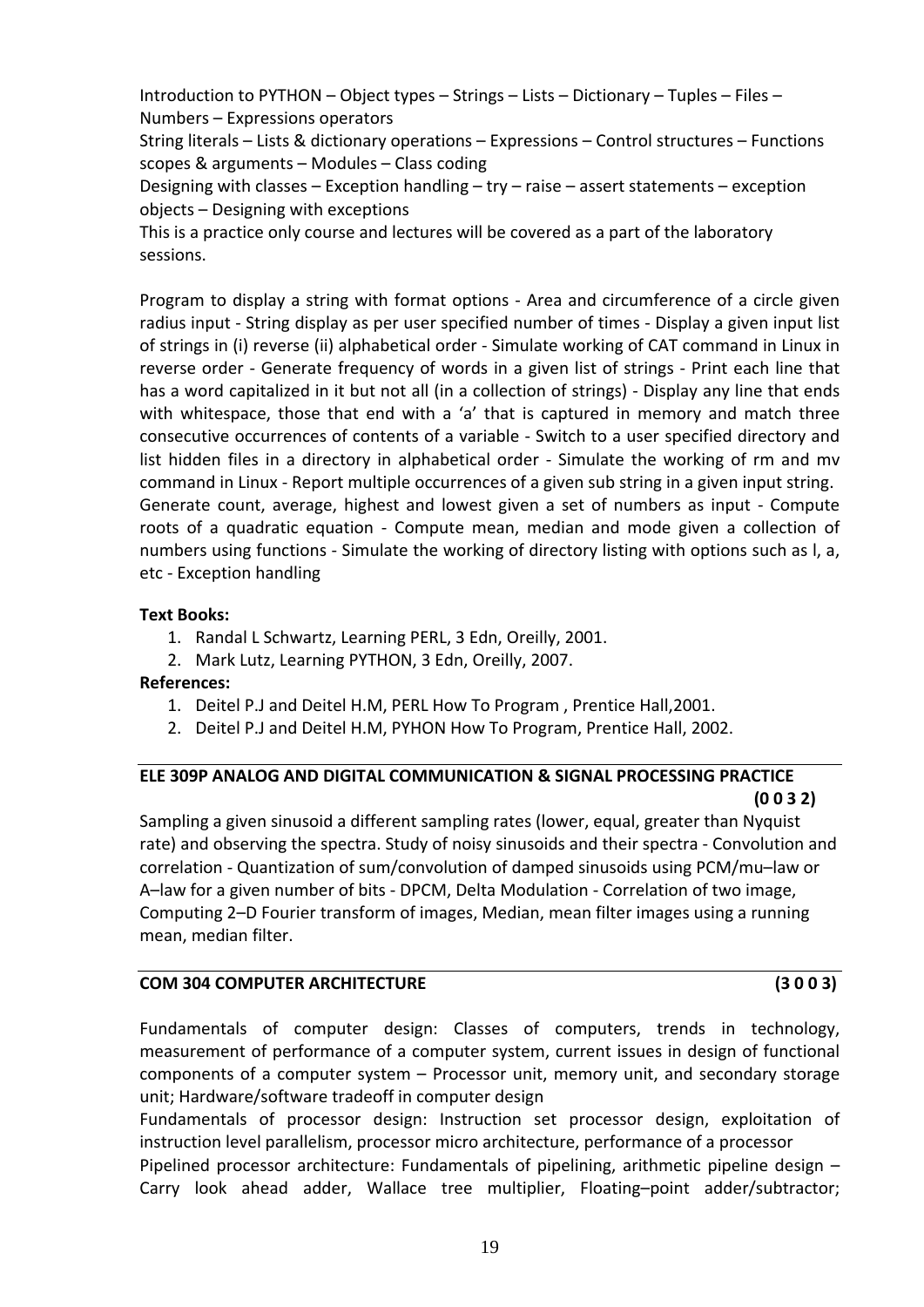Introduction to PYTHON – Object types – Strings – Lists – Dictionary – Tuples – Files – Numbers – Expressions operators

String literals – Lists & dictionary operations – Expressions – Control structures – Functions scopes & arguments – Modules – Class coding

Designing with classes – Exception handling – try – raise – assert statements – exception objects – Designing with exceptions

This is a practice only course and lectures will be covered as a part of the laboratory sessions.

Program to display a string with format options - Area and circumference of a circle given radius input - String display as per user specified number of times - Display a given input list of strings in (i) reverse (ii) alphabetical order - Simulate working of CAT command in Linux in reverse order - Generate frequency of words in a given list of strings - Print each line that has a word capitalized in it but not all (in a collection of strings) - Display any line that ends with whitespace, those that end with a 'a' that is captured in memory and match three consecutive occurrences of contents of a variable - Switch to a user specified directory and list hidden files in a directory in alphabetical order - Simulate the working of rm and mv command in Linux - Report multiple occurrences of a given sub string in a given input string.
Generate count, average, highest and lowest given a set of numbers as input - Compute roots of a quadratic equation - Compute mean, median and mode given a collection of numbers using functions - Simulate the working of directory listing with options such as l, a, etc - Exception handling

**Text Books:**

1. Randal L Schwartz, Learning PERL, 3 Edn, Oreilly, 2001.
2. Mark Lutz, Learning PYTHON, 3 Edn, Oreilly, 2007.

**References:**

1. Deitel P.J and Deitel H.M, PERL How To Program , Prentice Hall,2001.
2. Deitel P.J and Deitel H.M, PYHON How To Program, Prentice Hall, 2002.

## ELE 309P ANALOG AND DIGITAL COMMUNICATION & SIGNAL PROCESSING PRACTICE (0 0 3 2)

Sampling a given sinusoid a different sampling rates (lower, equal, greater than Nyquist rate) and observing the spectra. Study of noisy sinusoids and their spectra - Convolution and correlation - Quantization of sum/convolution of damped sinusoids using PCM/mu–law or A–law for a given number of bits - DPCM, Delta Modulation - Correlation of two image, Computing 2–D Fourier transform of images, Median, mean filter images using a running mean, median filter.

## COM 304 COMPUTER ARCHITECTURE (3 0 0 3)

Fundamentals of computer design: Classes of computers, trends in technology, measurement of performance of a computer system, current issues in design of functional components of a computer system – Processor unit, memory unit, and secondary storage unit; Hardware/software tradeoff in computer design

Fundamentals of processor design: Instruction set processor design, exploitation of instruction level parallelism, processor micro architecture, performance of a processor

Pipelined processor architecture: Fundamentals of pipelining, arithmetic pipeline design – Carry look ahead adder, Wallace tree multiplier, Floating–point adder/subtractor;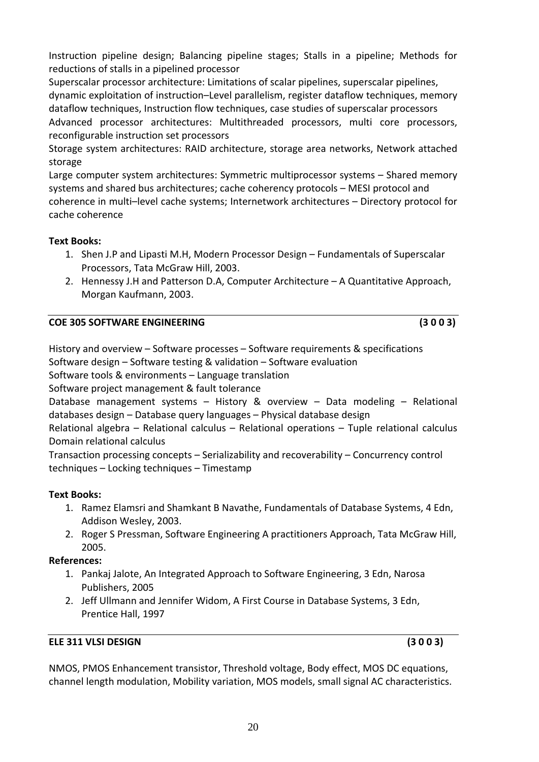Instruction pipeline design; Balancing pipeline stages; Stalls in a pipeline; Methods for reductions of stalls in a pipelined processor

Superscalar processor architecture: Limitations of scalar pipelines, superscalar pipelines, dynamic exploitation of instruction–Level parallelism, register dataflow techniques, memory dataflow techniques, Instruction flow techniques, case studies of superscalar processors

Advanced processor architectures: Multithreaded processors, multi core processors, reconfigurable instruction set processors

Storage system architectures: RAID architecture, storage area networks, Network attached storage

Large computer system architectures: Symmetric multiprocessor systems – Shared memory systems and shared bus architectures; cache coherency protocols – MESI protocol and coherence in multi–level cache systems; Internetwork architectures – Directory protocol for cache coherence

**Text Books:**

1. Shen J.P and Lipasti M.H, Modern Processor Design – Fundamentals of Superscalar Processors, Tata McGraw Hill, 2003.
2. Hennessy J.H and Patterson D.A, Computer Architecture – A Quantitative Approach, Morgan Kaufmann, 2003.

## COE 305 SOFTWARE ENGINEERING (3 0 0 3)

History and overview – Software processes – Software requirements & specifications

Software design – Software testing & validation – Software evaluation

Software tools & environments – Language translation

Software project management & fault tolerance

Database management systems – History & overview – Data modeling – Relational databases design – Database query languages – Physical database design

Relational algebra – Relational calculus – Relational operations – Tuple relational calculus Domain relational calculus

Transaction processing concepts – Serializability and recoverability – Concurrency control techniques – Locking techniques – Timestamp

**Text Books:**

1. Ramez Elamsri and Shamkant B Navathe, Fundamentals of Database Systems, 4 Edn, Addison Wesley, 2003.
2. Roger S Pressman, Software Engineering A practitioners Approach, Tata McGraw Hill, 2005.

**References:**

1. Pankaj Jalote, An Integrated Approach to Software Engineering, 3 Edn, Narosa Publishers, 2005
2. Jeff Ullmann and Jennifer Widom, A First Course in Database Systems, 3 Edn, Prentice Hall, 1997

## ELE 311 VLSI DESIGN (3 0 0 3)

NMOS, PMOS Enhancement transistor, Threshold voltage, Body effect, MOS DC equations, channel length modulation, Mobility variation, MOS models, small signal AC characteristics.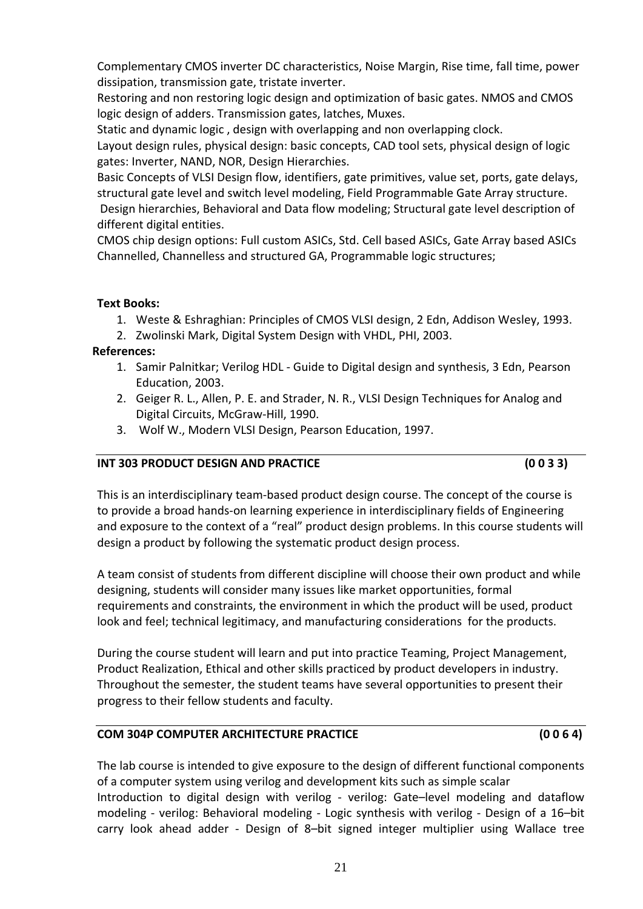Complementary CMOS inverter DC characteristics, Noise Margin, Rise time, fall time, power dissipation, transmission gate, tristate inverter.

Restoring and non restoring logic design and optimization of basic gates. NMOS and CMOS logic design of adders. Transmission gates, latches, Muxes.

Static and dynamic logic , design with overlapping and non overlapping clock.

Layout design rules, physical design: basic concepts, CAD tool sets, physical design of logic gates: Inverter, NAND, NOR, Design Hierarchies.

Basic Concepts of VLSI Design flow, identifiers, gate primitives, value set, ports, gate delays, structural gate level and switch level modeling, Field Programmable Gate Array structure.

Design hierarchies, Behavioral and Data flow modeling; Structural gate level description of different digital entities.

CMOS chip design options: Full custom ASICs, Std. Cell based ASICs, Gate Array based ASICs Channelled, Channelless and structured GA, Programmable logic structures;

**Text Books:**

1. Weste & Eshraghian: Principles of CMOS VLSI design, 2 Edn, Addison Wesley, 1993.
2. Zwolinski Mark, Digital System Design with VHDL, PHI, 2003.

**References:**

1. Samir Palnitkar; Verilog HDL - Guide to Digital design and synthesis, 3 Edn, Pearson Education, 2003.
2. Geiger R. L., Allen, P. E. and Strader, N. R., VLSI Design Techniques for Analog and Digital Circuits, McGraw-Hill, 1990.
3. Wolf W., Modern VLSI Design, Pearson Education, 1997.

## INT 303 PRODUCT DESIGN AND PRACTICE (0 0 3 3)

This is an interdisciplinary team-based product design course. The concept of the course is to provide a broad hands-on learning experience in interdisciplinary fields of Engineering and exposure to the context of a "real" product design problems. In this course students will design a product by following the systematic product design process.

A team consist of students from different discipline will choose their own product and while designing, students will consider many issues like market opportunities, formal requirements and constraints, the environment in which the product will be used, product look and feel; technical legitimacy, and manufacturing considerations for the products.

During the course student will learn and put into practice Teaming, Project Management, Product Realization, Ethical and other skills practiced by product developers in industry. Throughout the semester, the student teams have several opportunities to present their progress to their fellow students and faculty.

## COM 304P COMPUTER ARCHITECTURE PRACTICE (0 0 6 4)

The lab course is intended to give exposure to the design of different functional components of a computer system using verilog and development kits such as simple scalar

Introduction to digital design with verilog - verilog: Gate–level modeling and dataflow modeling - verilog: Behavioral modeling - Logic synthesis with verilog - Design of a 16–bit carry look ahead adder - Design of 8–bit signed integer multiplier using Wallace tree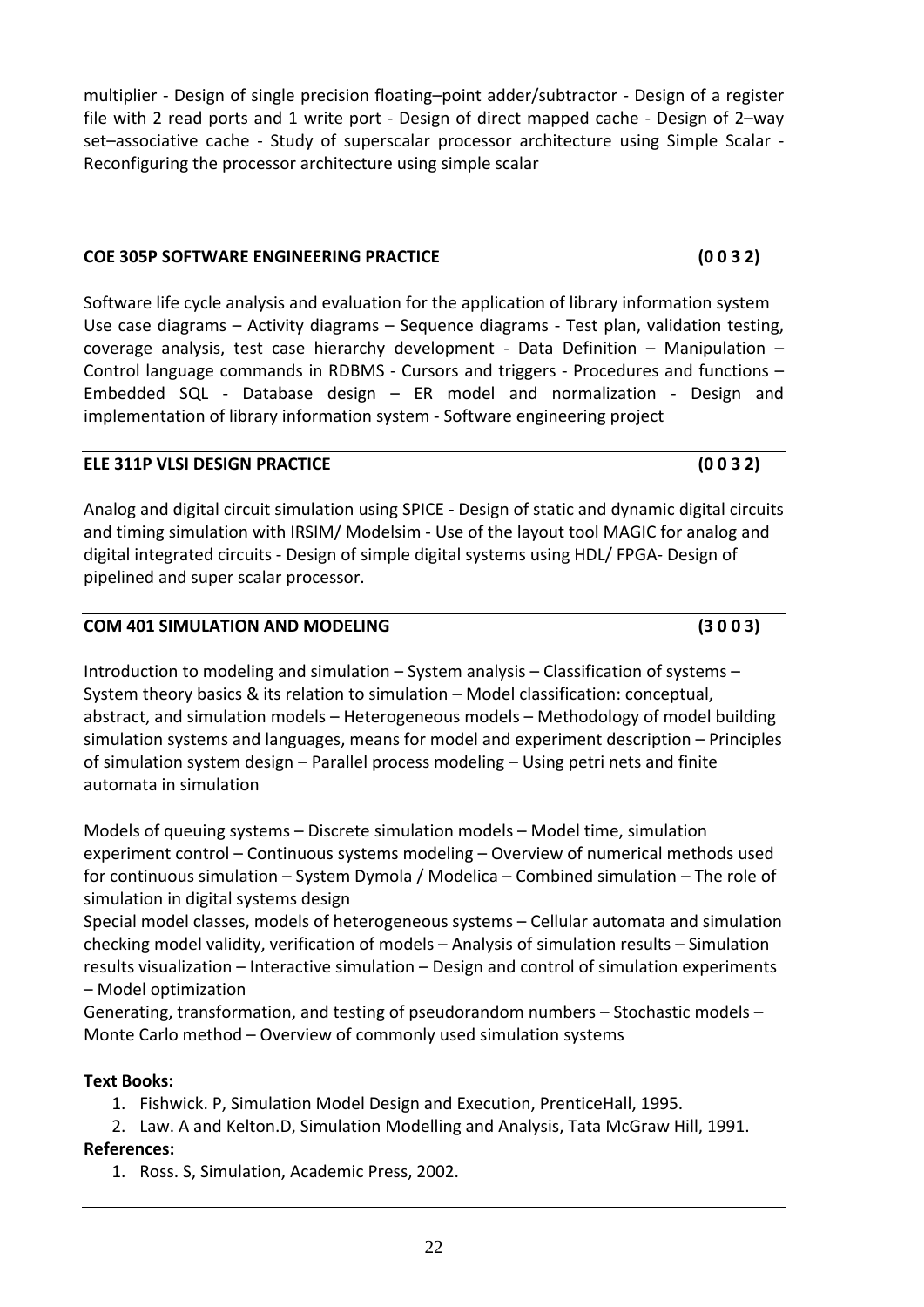multiplier - Design of single precision floating–point adder/subtractor - Design of a register file with 2 read ports and 1 write port - Design of direct mapped cache - Design of 2–way set–associative cache - Study of superscalar processor architecture using Simple Scalar - Reconfiguring the processor architecture using simple scalar

---

**COE 305P SOFTWARE ENGINEERING PRACTICE (0 0 3 2)**

Software life cycle analysis and evaluation for the application of library information system Use case diagrams – Activity diagrams – Sequence diagrams - Test plan, validation testing, coverage analysis, test case hierarchy development - Data Definition – Manipulation – Control language commands in RDBMS - Cursors and triggers - Procedures and functions – Embedded SQL - Database design – ER model and normalization - Design and implementation of library information system - Software engineering project

---

**ELE 311P VLSI DESIGN PRACTICE (0 0 3 2)**

Analog and digital circuit simulation using SPICE - Design of static and dynamic digital circuits and timing simulation with IRSIM/ Modelsim - Use of the layout tool MAGIC for analog and digital integrated circuits - Design of simple digital systems using HDL/ FPGA- Design of pipelined and super scalar processor.

---

**COM 401 SIMULATION AND MODELING (3 0 0 3)**

Introduction to modeling and simulation – System analysis – Classification of systems – System theory basics & its relation to simulation – Model classification: conceptual, abstract, and simulation models – Heterogeneous models – Methodology of model building simulation systems and languages, means for model and experiment description – Principles of simulation system design – Parallel process modeling – Using petri nets and finite automata in simulation

Models of queuing systems – Discrete simulation models – Model time, simulation experiment control – Continuous systems modeling – Overview of numerical methods used for continuous simulation – System Dymola / Modelica – Combined simulation – The role of simulation in digital systems design

Special model classes, models of heterogeneous systems – Cellular automata and simulation checking model validity, verification of models – Analysis of simulation results – Simulation results visualization – Interactive simulation – Design and control of simulation experiments – Model optimization

Generating, transformation, and testing of pseudorandom numbers – Stochastic models – Monte Carlo method – Overview of commonly used simulation systems

**Text Books:**

1. Fishwick. P, Simulation Model Design and Execution, PrenticeHall, 1995.
2. Law. A and Kelton.D, Simulation Modelling and Analysis, Tata McGraw Hill, 1991.

**References:**

1. Ross. S, Simulation, Academic Press, 2002.

---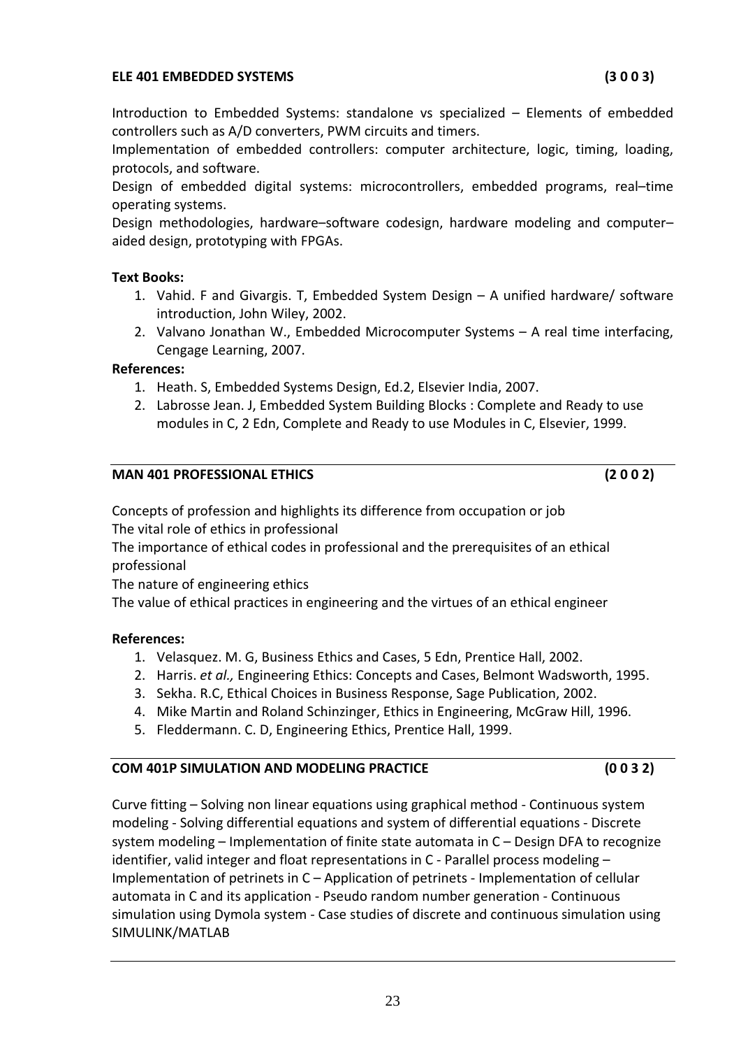### ELE 401 EMBEDDED SYSTEMS (3 0 0 3)

Introduction to Embedded Systems: standalone vs specialized – Elements of embedded controllers such as A/D converters, PWM circuits and timers.
Implementation of embedded controllers: computer architecture, logic, timing, loading, protocols, and software.
Design of embedded digital systems: microcontrollers, embedded programs, real–time operating systems.
Design methodologies, hardware–software codesign, hardware modeling and computer–aided design, prototyping with FPGAs.

**Text Books:**

1. Vahid. F and Givargis. T, Embedded System Design – A unified hardware/ software introduction, John Wiley, 2002.
2. Valvano Jonathan W., Embedded Microcomputer Systems – A real time interfacing, Cengage Learning, 2007.

**References:**

1. Heath. S, Embedded Systems Design, Ed.2, Elsevier India, 2007.
2. Labrosse Jean. J, Embedded System Building Blocks : Complete and Ready to use modules in C, 2 Edn, Complete and Ready to use Modules in C, Elsevier, 1999.

---

### MAN 401 PROFESSIONAL ETHICS (2 0 0 2)

Concepts of profession and highlights its difference from occupation or job
The vital role of ethics in professional
The importance of ethical codes in professional and the prerequisites of an ethical professional
The nature of engineering ethics
The value of ethical practices in engineering and the virtues of an ethical engineer

**References:**

1. Velasquez. M. G, Business Ethics and Cases, 5 Edn, Prentice Hall, 2002.
2. Harris. *et al.,* Engineering Ethics: Concepts and Cases, Belmont Wadsworth, 1995.
3. Sekha. R.C, Ethical Choices in Business Response, Sage Publication, 2002.
4. Mike Martin and Roland Schinzinger, Ethics in Engineering, McGraw Hill, 1996.
5. Fleddermann. C. D, Engineering Ethics, Prentice Hall, 1999.

---

### COM 401P SIMULATION AND MODELING PRACTICE (0 0 3 2)

Curve fitting – Solving non linear equations using graphical method - Continuous system modeling - Solving differential equations and system of differential equations - Discrete system modeling – Implementation of finite state automata in C – Design DFA to recognize identifier, valid integer and float representations in C - Parallel process modeling – Implementation of petrinets in C – Application of petrinets - Implementation of cellular automata in C and its application - Pseudo random number generation - Continuous simulation using Dymola system - Case studies of discrete and continuous simulation using SIMULINK/MATLAB

---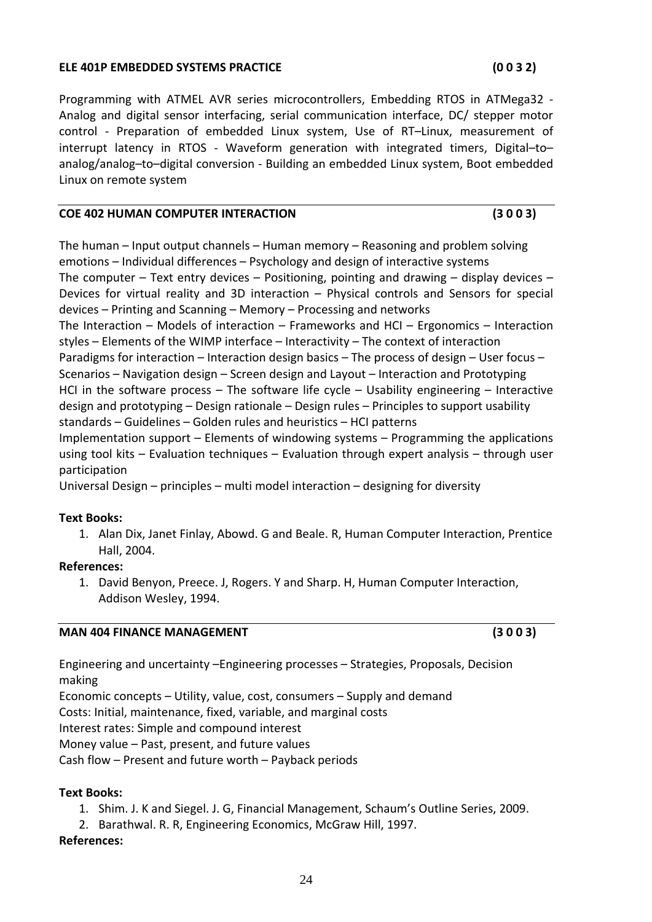### ELE 401P EMBEDDED SYSTEMS PRACTICE (0 0 3 2)

Programming with ATMEL AVR series microcontrollers, Embedding RTOS in ATMega32 - Analog and digital sensor interfacing, serial communication interface, DC/ stepper motor control - Preparation of embedded Linux system, Use of RT–Linux, measurement of interrupt latency in RTOS - Waveform generation with integrated timers, Digital–to–analog/analog–to–digital conversion - Building an embedded Linux system, Boot embedded Linux on remote system

---

### COE 402 HUMAN COMPUTER INTERACTION (3 0 0 3)

The human – Input output channels – Human memory – Reasoning and problem solving emotions – Individual differences – Psychology and design of interactive systems
The computer – Text entry devices – Positioning, pointing and drawing – display devices – Devices for virtual reality and 3D interaction – Physical controls and Sensors for special devices – Printing and Scanning – Memory – Processing and networks
The Interaction – Models of interaction – Frameworks and HCI – Ergonomics – Interaction styles – Elements of the WIMP interface – Interactivity – The context of interaction
Paradigms for interaction – Interaction design basics – The process of design – User focus – Scenarios – Navigation design – Screen design and Layout – Interaction and Prototyping
HCI in the software process – The software life cycle – Usability engineering – Interactive design and prototyping – Design rationale – Design rules – Principles to support usability standards – Guidelines – Golden rules and heuristics – HCI patterns
Implementation support – Elements of windowing systems – Programming the applications using tool kits – Evaluation techniques – Evaluation through expert analysis – through user participation
Universal Design – principles – multi model interaction – designing for diversity

**Text Books:**

1. Alan Dix, Janet Finlay, Abowd. G and Beale. R, Human Computer Interaction, Prentice Hall, 2004.

**References:**

1. David Benyon, Preece. J, Rogers. Y and Sharp. H, Human Computer Interaction, Addison Wesley, 1994.

---

### MAN 404 FINANCE MANAGEMENT (3 0 0 3)

Engineering and uncertainty –Engineering processes – Strategies, Proposals, Decision making
Economic concepts – Utility, value, cost, consumers – Supply and demand
Costs: Initial, maintenance, fixed, variable, and marginal costs
Interest rates: Simple and compound interest
Money value – Past, present, and future values
Cash flow – Present and future worth – Payback periods

**Text Books:**

1. Shim. J. K and Siegel. J. G, Financial Management, Schaum's Outline Series, 2009.
2. Barathwal. R. R, Engineering Economics, McGraw Hill, 1997.

**References:**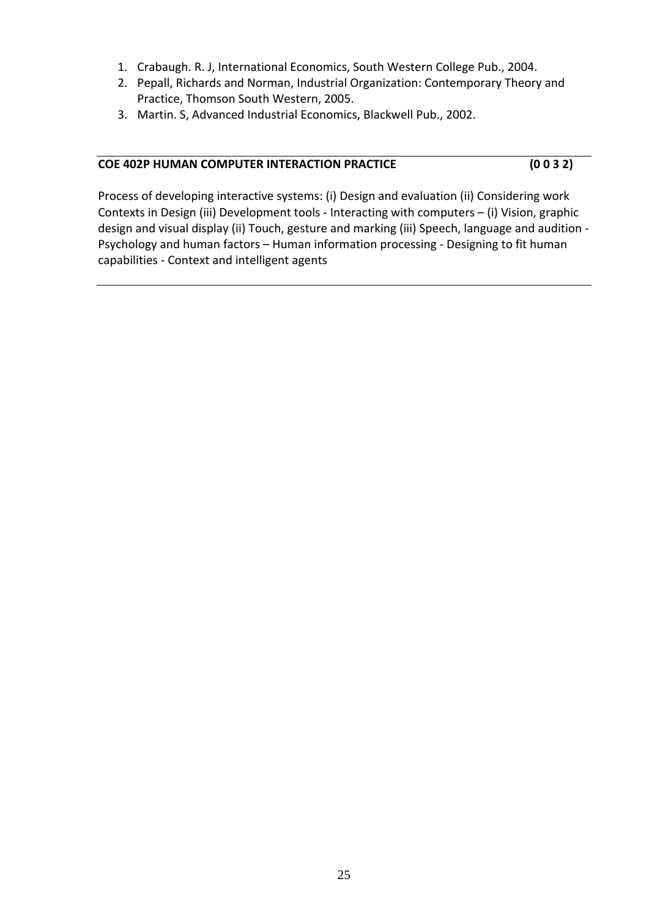1. Crabaugh. R. J, International Economics, South Western College Pub., 2004.
2. Pepall, Richards and Norman, Industrial Organization: Contemporary Theory and Practice, Thomson South Western, 2005.
3. Martin. S, Advanced Industrial Economics, Blackwell Pub., 2002.

**COE 402P HUMAN COMPUTER INTERACTION PRACTICE (0 0 3 2)**

Process of developing interactive systems: (i) Design and evaluation (ii) Considering work Contexts in Design (iii) Development tools - Interacting with computers – (i) Vision, graphic design and visual display (ii) Touch, gesture and marking (iii) Speech, language and audition - Psychology and human factors – Human information processing - Designing to fit human capabilities - Context and intelligent agents